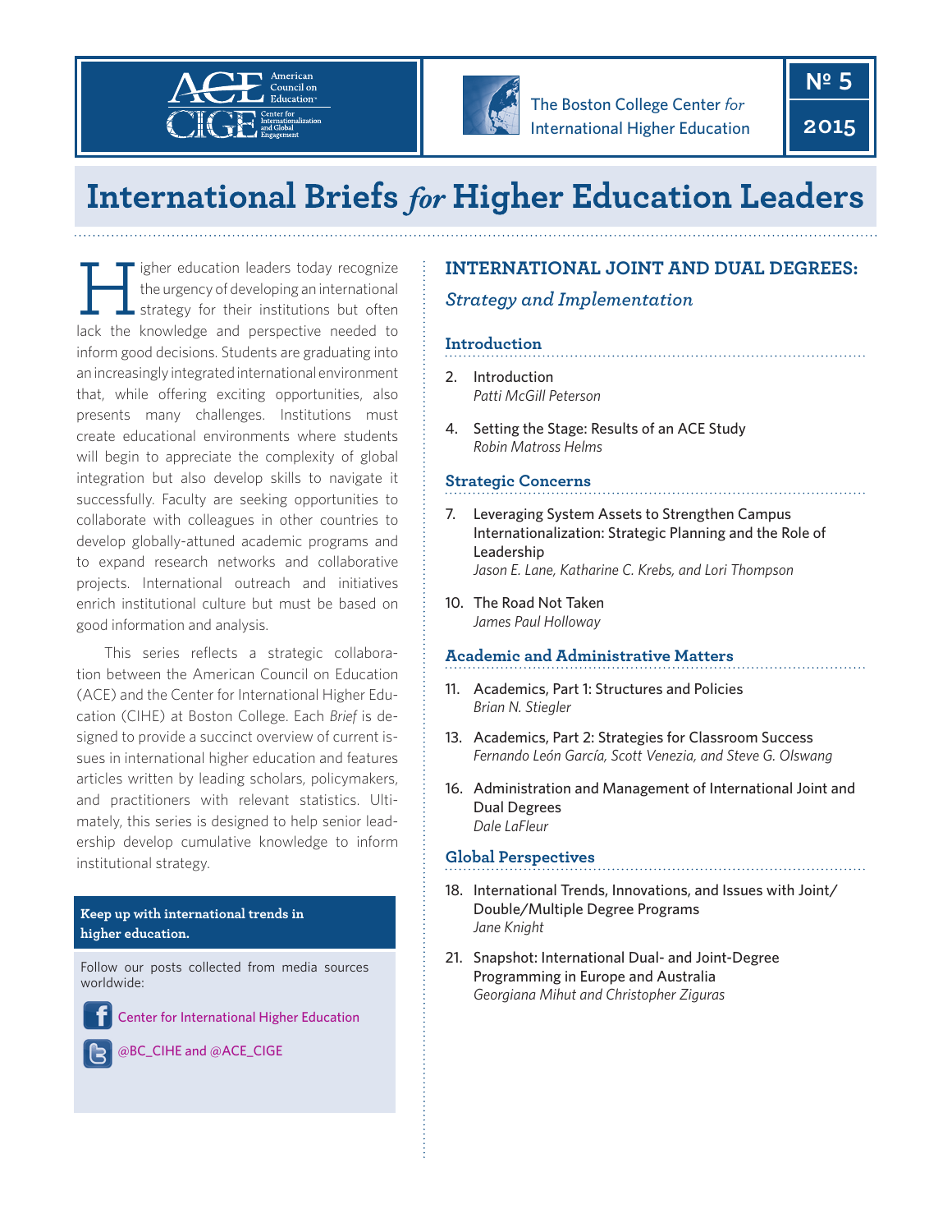American Council on Education
Center for Internationalization and Global Engagement

The Boston College Center *for* International Higher Education

**Nº 5**
**2015**

# International Briefs *for* Higher Education Leaders

Higher education leaders today recognize the urgency of developing an international strategy for their institutions but often lack the knowledge and perspective needed to inform good decisions. Students are graduating into an increasingly integrated international environment that, while offering exciting opportunities, also presents many challenges. Institutions must create educational environments where students will begin to appreciate the complexity of global integration but also develop skills to navigate it successfully. Faculty are seeking opportunities to collaborate with colleagues in other countries to develop globally-attuned academic programs and to expand research networks and collaborative projects. International outreach and initiatives enrich institutional culture but must be based on good information and analysis.

This series reflects a strategic collaboration between the American Council on Education (ACE) and the Center for International Higher Education (CIHE) at Boston College. Each *Brief* is designed to provide a succinct overview of current issues in international higher education and features articles written by leading scholars, policymakers, and practitioners with relevant statistics. Ultimately, this series is designed to help senior leadership develop cumulative knowledge to inform institutional strategy.

**Keep up with international trends in higher education.**

Follow our posts collected from media sources worldwide:

Center for International Higher Education

@BC_CIHE and @ACE_CIGE

## INTERNATIONAL JOINT AND DUAL DEGREES:

### *Strategy and Implementation*

### Introduction

2. Introduction
   *Patti McGill Peterson*

4. Setting the Stage: Results of an ACE Study
   *Robin Matross Helms*

### Strategic Concerns

7. Leveraging System Assets to Strengthen Campus Internationalization: Strategic Planning and the Role of Leadership
   *Jason E. Lane, Katharine C. Krebs, and Lori Thompson*

10. The Road Not Taken
    *James Paul Holloway*

### Academic and Administrative Matters

11. Academics, Part 1: Structures and Policies
    *Brian N. Stiegler*

13. Academics, Part 2: Strategies for Classroom Success
    *Fernando León García, Scott Venezia, and Steve G. Olswang*

16. Administration and Management of International Joint and Dual Degrees
    *Dale LaFleur*

### Global Perspectives

18. International Trends, Innovations, and Issues with Joint/Double/Multiple Degree Programs
    *Jane Knight*

21. Snapshot: International Dual- and Joint-Degree Programming in Europe and Australia
    *Georgiana Mihut and Christopher Ziguras*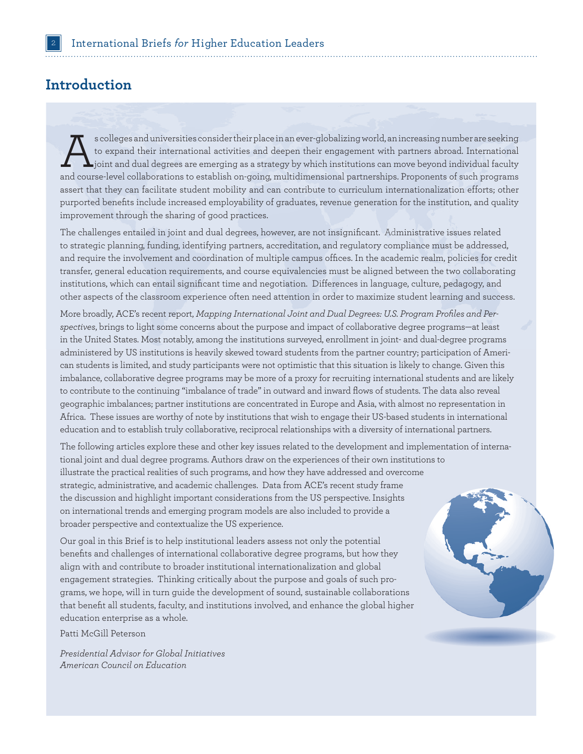## Introduction

As colleges and universities consider their place in an ever-globalizing world, an increasing number are seeking to expand their international activities and deepen their engagement with partners abroad. International joint and dual degrees are emerging as a strategy by which institutions can move beyond individual faculty and course-level collaborations to establish on-going, multidimensional partnerships. Proponents of such programs assert that they can facilitate student mobility and can contribute to curriculum internationalization efforts; other purported benefits include increased employability of graduates, revenue generation for the institution, and quality improvement through the sharing of good practices.

The challenges entailed in joint and dual degrees, however, are not insignificant. Administrative issues related to strategic planning, funding, identifying partners, accreditation, and regulatory compliance must be addressed, and require the involvement and coordination of multiple campus offices. In the academic realm, policies for credit transfer, general education requirements, and course equivalencies must be aligned between the two collaborating institutions, which can entail significant time and negotiation. Differences in language, culture, pedagogy, and other aspects of the classroom experience often need attention in order to maximize student learning and success.

More broadly, ACE's recent report, *Mapping International Joint and Dual Degrees: U.S. Program Profiles and Perspectives*, brings to light some concerns about the purpose and impact of collaborative degree programs—at least in the United States. Most notably, among the institutions surveyed, enrollment in joint- and dual-degree programs administered by US institutions is heavily skewed toward students from the partner country; participation of American students is limited, and study participants were not optimistic that this situation is likely to change. Given this imbalance, collaborative degree programs may be more of a proxy for recruiting international students and are likely to contribute to the continuing "imbalance of trade" in outward and inward flows of students. The data also reveal geographic imbalances; partner institutions are concentrated in Europe and Asia, with almost no representation in Africa. These issues are worthy of note by institutions that wish to engage their US-based students in international education and to establish truly collaborative, reciprocal relationships with a diversity of international partners.

The following articles explore these and other key issues related to the development and implementation of international joint and dual degree programs. Authors draw on the experiences of their own institutions to illustrate the practical realities of such programs, and how they have addressed and overcome strategic, administrative, and academic challenges. Data from ACE's recent study frame the discussion and highlight important considerations from the US perspective. Insights on international trends and emerging program models are also included to provide a broader perspective and contextualize the US experience.

Our goal in this Brief is to help institutional leaders assess not only the potential benefits and challenges of international collaborative degree programs, but how they align with and contribute to broader institutional internationalization and global engagement strategies. Thinking critically about the purpose and goals of such programs, we hope, will in turn guide the development of sound, sustainable collaborations that benefit all students, faculty, and institutions involved, and enhance the global higher education enterprise as a whole.

Patti McGill Peterson

*Presidential Advisor for Global Initiatives*
*American Council on Education*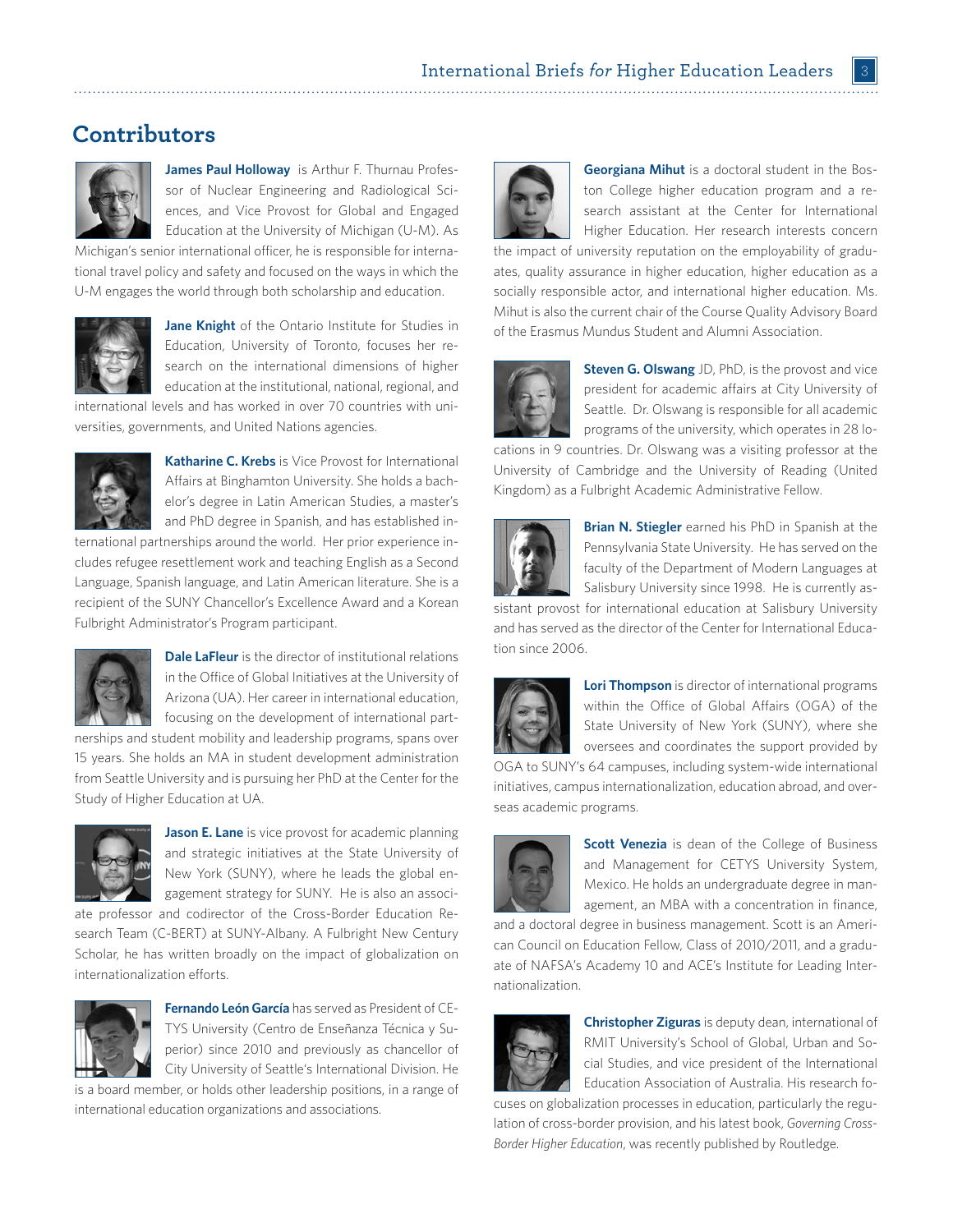## Contributors

**James Paul Holloway** is Arthur F. Thurnau Professor of Nuclear Engineering and Radiological Sciences, and Vice Provost for Global and Engaged Education at the University of Michigan (U-M). As Michigan's senior international officer, he is responsible for international travel policy and safety and focused on the ways in which the U-M engages the world through both scholarship and education.

**Jane Knight** of the Ontario Institute for Studies in Education, University of Toronto, focuses her research on the international dimensions of higher education at the institutional, national, regional, and international levels and has worked in over 70 countries with universities, governments, and United Nations agencies.

**Katharine C. Krebs** is Vice Provost for International Affairs at Binghamton University. She holds a bachelor's degree in Latin American Studies, a master's and PhD degree in Spanish, and has established international partnerships around the world. Her prior experience includes refugee resettlement work and teaching English as a Second Language, Spanish language, and Latin American literature. She is a recipient of the SUNY Chancellor's Excellence Award and a Korean Fulbright Administrator's Program participant.

**Dale LaFleur** is the director of institutional relations in the Office of Global Initiatives at the University of Arizona (UA). Her career in international education, focusing on the development of international partnerships and student mobility and leadership programs, spans over 15 years. She holds an MA in student development administration from Seattle University and is pursuing her PhD at the Center for the Study of Higher Education at UA.

**Jason E. Lane** is vice provost for academic planning and strategic initiatives at the State University of New York (SUNY), where he leads the global engagement strategy for SUNY. He is also an associate professor and codirector of the Cross-Border Education Research Team (C-BERT) at SUNY-Albany. A Fulbright New Century Scholar, he has written broadly on the impact of globalization on internationalization efforts.

**Fernando León García** has served as President of CETYS University (Centro de Enseñanza Técnica y Superior) since 2010 and previously as chancellor of City University of Seattle's International Division. He is a board member, or holds other leadership positions, in a range of international education organizations and associations.

**Georgiana Mihut** is a doctoral student in the Boston College higher education program and a research assistant at the Center for International Higher Education. Her research interests concern the impact of university reputation on the employability of graduates, quality assurance in higher education, higher education as a socially responsible actor, and international higher education. Ms. Mihut is also the current chair of the Course Quality Advisory Board of the Erasmus Mundus Student and Alumni Association.

**Steven G. Olswang** JD, PhD, is the provost and vice president for academic affairs at City University of Seattle. Dr. Olswang is responsible for all academic programs of the university, which operates in 28 locations in 9 countries. Dr. Olswang was a visiting professor at the University of Cambridge and the University of Reading (United Kingdom) as a Fulbright Academic Administrative Fellow.

**Brian N. Stiegler** earned his PhD in Spanish at the Pennsylvania State University. He has served on the faculty of the Department of Modern Languages at Salisbury University since 1998. He is currently assistant provost for international education at Salisbury University and has served as the director of the Center for International Education since 2006.

**Lori Thompson** is director of international programs within the Office of Global Affairs (OGA) of the State University of New York (SUNY), where she oversees and coordinates the support provided by OGA to SUNY's 64 campuses, including system-wide international initiatives, campus internationalization, education abroad, and overseas academic programs.

**Scott Venezia** is dean of the College of Business and Management for CETYS University System, Mexico. He holds an undergraduate degree in management, an MBA with a concentration in finance, and a doctoral degree in business management. Scott is an American Council on Education Fellow, Class of 2010/2011, and a graduate of NAFSA's Academy 10 and ACE's Institute for Leading Internationalization.

**Christopher Ziguras** is deputy dean, international of RMIT University's School of Global, Urban and Social Studies, and vice president of the International Education Association of Australia. His research focuses on globalization processes in education, particularly the regulation of cross-border provision, and his latest book, *Governing Cross-Border Higher Education*, was recently published by Routledge.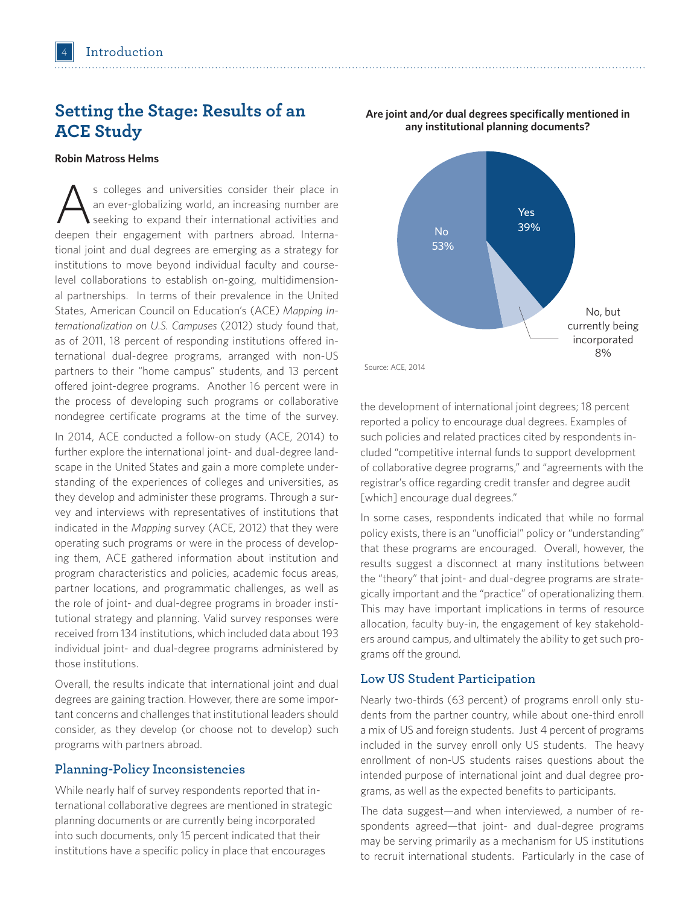## Setting the Stage: Results of an ACE Study

**Robin Matross Helms**

As colleges and universities consider their place in an ever-globalizing world, an increasing number are seeking to expand their international activities and deepen their engagement with partners abroad. International joint and dual degrees are emerging as a strategy for institutions to move beyond individual faculty and course-level collaborations to establish on-going, multidimensional partnerships. In terms of their prevalence in the United States, American Council on Education's (ACE) *Mapping Internationalization on U.S. Campuses* (2012) study found that, as of 2011, 18 percent of responding institutions offered international dual-degree programs, arranged with non-US partners to their "home campus" students, and 13 percent offered joint-degree programs. Another 16 percent were in the process of developing such programs or collaborative nondegree certificate programs at the time of the survey.

In 2014, ACE conducted a follow-on study (ACE, 2014) to further explore the international joint- and dual-degree landscape in the United States and gain a more complete understanding of the experiences of colleges and universities, as they develop and administer these programs. Through a survey and interviews with representatives of institutions that indicated in the *Mapping* survey (ACE, 2012) that they were operating such programs or were in the process of developing them, ACE gathered information about institution and program characteristics and policies, academic focus areas, partner locations, and programmatic challenges, as well as the role of joint- and dual-degree programs in broader institutional strategy and planning. Valid survey responses were received from 134 institutions, which included data about 193 individual joint- and dual-degree programs administered by those institutions.

Overall, the results indicate that international joint and dual degrees are gaining traction. However, there are some important concerns and challenges that institutional leaders should consider, as they develop (or choose not to develop) such programs with partners abroad.

### Planning-Policy Inconsistencies

While nearly half of survey respondents reported that international collaborative degrees are mentioned in strategic planning documents or are currently being incorporated into such documents, only 15 percent indicated that their institutions have a specific policy in place that encourages

**Are joint and/or dual degrees specifically mentioned in any institutional planning documents?**

| Response | Percent |
|---|---|
| Yes | 39% |
| No | 53% |
| No, but currently being incorporated | 8% |

Source: ACE, 2014

the development of international joint degrees; 18 percent reported a policy to encourage dual degrees. Examples of such policies and related practices cited by respondents included "competitive internal funds to support development of collaborative degree programs," and "agreements with the registrar's office regarding credit transfer and degree audit [which] encourage dual degrees."

In some cases, respondents indicated that while no formal policy exists, there is an "unofficial" policy or "understanding" that these programs are encouraged. Overall, however, the results suggest a disconnect at many institutions between the "theory" that joint- and dual-degree programs are strategically important and the "practice" of operationalizing them. This may have important implications in terms of resource allocation, faculty buy-in, the engagement of key stakeholders around campus, and ultimately the ability to get such programs off the ground.

### Low US Student Participation

Nearly two-thirds (63 percent) of programs enroll only students from the partner country, while about one-third enroll a mix of US and foreign students. Just 4 percent of programs included in the survey enroll only US students. The heavy enrollment of non-US students raises questions about the intended purpose of international joint and dual degree programs, as well as the expected benefits to participants.

The data suggest—and when interviewed, a number of respondents agreed—that joint- and dual-degree programs may be serving primarily as a mechanism for US institutions to recruit international students. Particularly in the case of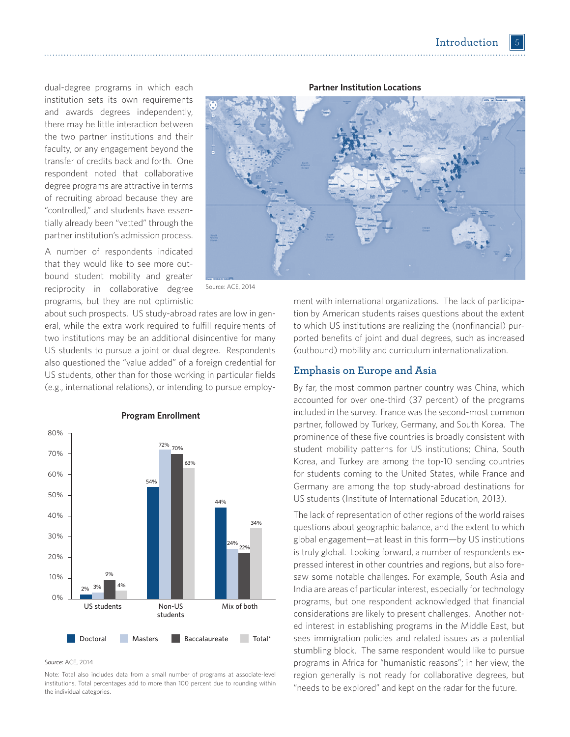dual-degree programs in which each institution sets its own requirements and awards degrees independently, there may be little interaction between the two partner institutions and their faculty, or any engagement beyond the transfer of credits back and forth. One respondent noted that collaborative degree programs are attractive in terms of recruiting abroad because they are "controlled," and students have essentially already been "vetted" through the partner institution's admission process.

A number of respondents indicated that they would like to see more outbound student mobility and greater reciprocity in collaborative degree programs, but they are not optimistic about such prospects. US study-abroad rates are low in general, while the extra work required to fulfill requirements of two institutions may be an additional disincentive for many US students to pursue a joint or dual degree. Respondents also questioned the "value added" of a foreign credential for US students, other than for those working in particular fields (e.g., international relations), or intending to pursue employment with international organizations. The lack of participation by American students raises questions about the extent to which US institutions are realizing the (nonfinancial) purported benefits of joint and dual degrees, such as increased (outbound) mobility and curriculum internationalization.

**Partner Institution Locations**

Source: ACE, 2014

**Program Enrollment**

| | Doctoral | Masters | Baccalaureate | Total* |
|---|---|---|---|---|
| US students | 2% | 3% | 9% | 4% |
| Non-US students | 54% | 72% | 70% | 63% |
| Mix of both | 44% | 24% | 22% | 34% |

*Source:* ACE, 2014

Note: Total also includes data from a small number of programs at associate-level institutions. Total percentages add to more than 100 percent due to rounding within the individual categories.

## Emphasis on Europe and Asia

By far, the most common partner country was China, which accounted for over one-third (37 percent) of the programs included in the survey. France was the second-most common partner, followed by Turkey, Germany, and South Korea. The prominence of these five countries is broadly consistent with student mobility patterns for US institutions; China, South Korea, and Turkey are among the top-10 sending countries for students coming to the United States, while France and Germany are among the top study-abroad destinations for US students (Institute of International Education, 2013).

The lack of representation of other regions of the world raises questions about geographic balance, and the extent to which global engagement—at least in this form—by US institutions is truly global. Looking forward, a number of respondents expressed interest in other countries and regions, but also foresaw some notable challenges. For example, South Asia and India are areas of particular interest, especially for technology programs, but one respondent acknowledged that financial considerations are likely to present challenges. Another noted interest in establishing programs in the Middle East, but sees immigration policies and related issues as a potential stumbling block. The same respondent would like to pursue programs in Africa for "humanistic reasons"; in her view, the region generally is not ready for collaborative degrees, but "needs to be explored" and kept on the radar for the future.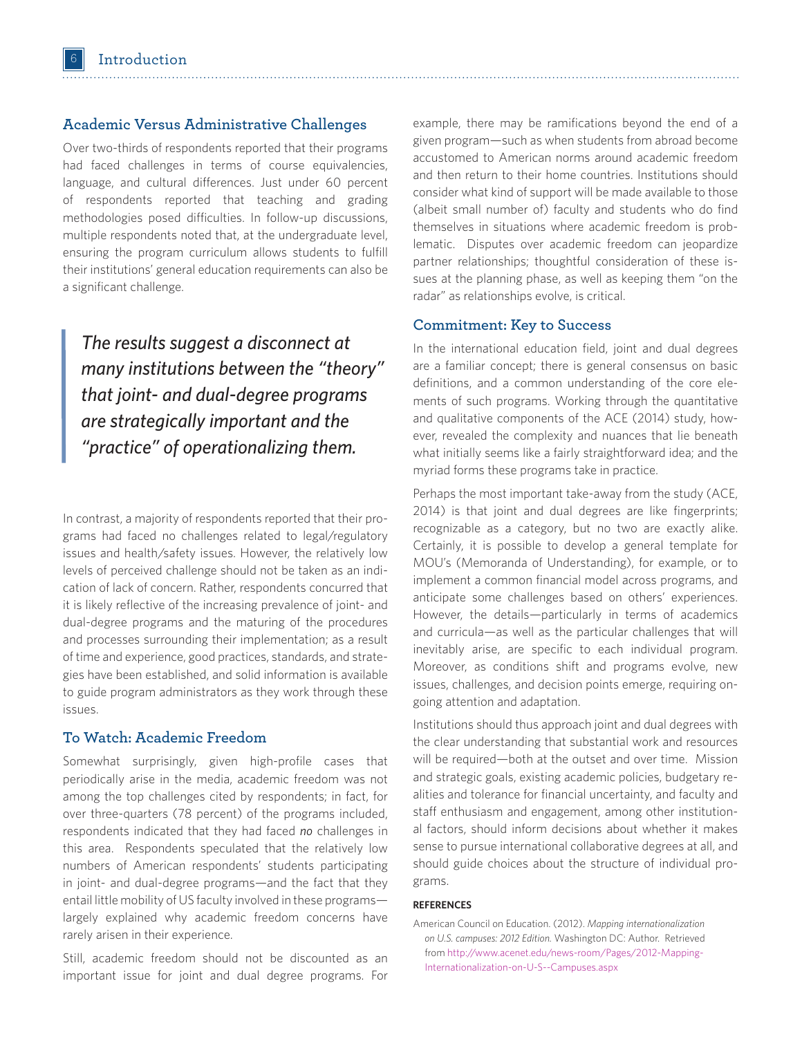## Academic Versus Administrative Challenges

Over two-thirds of respondents reported that their programs had faced challenges in terms of course equivalencies, language, and cultural differences. Just under 60 percent of respondents reported that teaching and grading methodologies posed difficulties. In follow-up discussions, multiple respondents noted that, at the undergraduate level, ensuring the program curriculum allows students to fulfill their institutions' general education requirements can also be a significant challenge.

> *The results suggest a disconnect at many institutions between the "theory" that joint- and dual-degree programs are strategically important and the "practice" of operationalizing them.*

In contrast, a majority of respondents reported that their programs had faced no challenges related to legal/regulatory issues and health/safety issues. However, the relatively low levels of perceived challenge should not be taken as an indication of lack of concern. Rather, respondents concurred that it is likely reflective of the increasing prevalence of joint- and dual-degree programs and the maturing of the procedures and processes surrounding their implementation; as a result of time and experience, good practices, standards, and strategies have been established, and solid information is available to guide program administrators as they work through these issues.

## To Watch: Academic Freedom

Somewhat surprisingly, given high-profile cases that periodically arise in the media, academic freedom was not among the top challenges cited by respondents; in fact, for over three-quarters (78 percent) of the programs included, respondents indicated that they had faced *no* challenges in this area. Respondents speculated that the relatively low numbers of American respondents' students participating in joint- and dual-degree programs—and the fact that they entail little mobility of US faculty involved in these programs—largely explained why academic freedom concerns have rarely arisen in their experience.

Still, academic freedom should not be discounted as an important issue for joint and dual degree programs. For example, there may be ramifications beyond the end of a given program—such as when students from abroad become accustomed to American norms around academic freedom and then return to their home countries. Institutions should consider what kind of support will be made available to those (albeit small number of) faculty and students who do find themselves in situations where academic freedom is problematic. Disputes over academic freedom can jeopardize partner relationships; thoughtful consideration of these issues at the planning phase, as well as keeping them "on the radar" as relationships evolve, is critical.

## Commitment: Key to Success

In the international education field, joint and dual degrees are a familiar concept; there is general consensus on basic definitions, and a common understanding of the core elements of such programs. Working through the quantitative and qualitative components of the ACE (2014) study, however, revealed the complexity and nuances that lie beneath what initially seems like a fairly straightforward idea; and the myriad forms these programs take in practice.

Perhaps the most important take-away from the study (ACE, 2014) is that joint and dual degrees are like fingerprints; recognizable as a category, but no two are exactly alike. Certainly, it is possible to develop a general template for MOU's (Memoranda of Understanding), for example, or to implement a common financial model across programs, and anticipate some challenges based on others' experiences. However, the details—particularly in terms of academics and curricula—as well as the particular challenges that will inevitably arise, are specific to each individual program. Moreover, as conditions shift and programs evolve, new issues, challenges, and decision points emerge, requiring ongoing attention and adaptation.

Institutions should thus approach joint and dual degrees with the clear understanding that substantial work and resources will be required—both at the outset and over time. Mission and strategic goals, existing academic policies, budgetary realities and tolerance for financial uncertainty, and faculty and staff enthusiasm and engagement, among other institutional factors, should inform decisions about whether it makes sense to pursue international collaborative degrees at all, and should guide choices about the structure of individual programs.

### REFERENCES

American Council on Education. (2012). *Mapping internationalization on U.S. campuses: 2012 Edition.* Washington DC: Author. Retrieved from http://www.acenet.edu/news-room/Pages/2012-Mapping-Internationalization-on-U-S--Campuses.aspx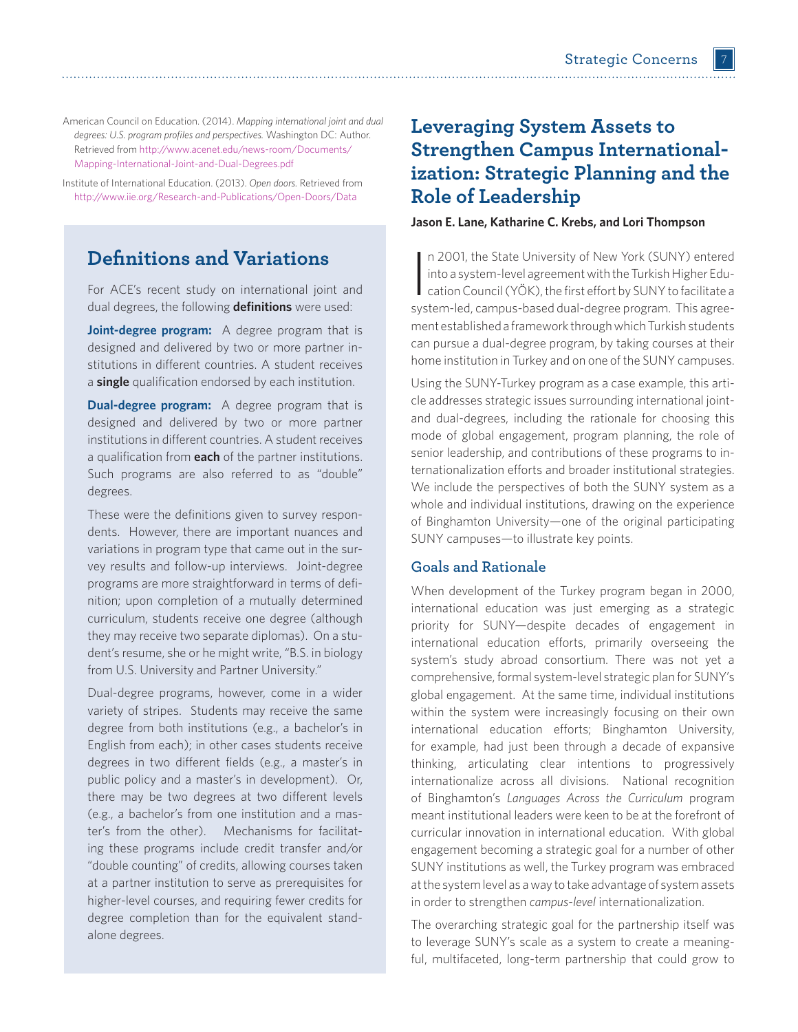American Council on Education. (2014). *Mapping international joint and dual degrees: U.S. program profiles and perspectives.* Washington DC: Author. Retrieved from http://www.acenet.edu/news-room/Documents/Mapping-International-Joint-and-Dual-Degrees.pdf

Institute of International Education. (2013). *Open doors.* Retrieved from http://www.iie.org/Research-and-Publications/Open-Doors/Data

## Definitions and Variations

For ACE's recent study on international joint and dual degrees, the following **definitions** were used:

**Joint-degree program:** A degree program that is designed and delivered by two or more partner institutions in different countries. A student receives a **single** qualification endorsed by each institution.

**Dual-degree program:** A degree program that is designed and delivered by two or more partner institutions in different countries. A student receives a qualification from **each** of the partner institutions. Such programs are also referred to as "double" degrees.

These were the definitions given to survey respondents. However, there are important nuances and variations in program type that came out in the survey results and follow-up interviews. Joint-degree programs are more straightforward in terms of definition; upon completion of a mutually determined curriculum, students receive one degree (although they may receive two separate diplomas). On a student's resume, she or he might write, "B.S. in biology from U.S. University and Partner University."

Dual-degree programs, however, come in a wider variety of stripes. Students may receive the same degree from both institutions (e.g., a bachelor's in English from each); in other cases students receive degrees in two different fields (e.g., a master's in public policy and a master's in development). Or, there may be two degrees at two different levels (e.g., a bachelor's from one institution and a master's from the other). Mechanisms for facilitating these programs include credit transfer and/or "double counting" of credits, allowing courses taken at a partner institution to serve as prerequisites for higher-level courses, and requiring fewer credits for degree completion than for the equivalent standalone degrees.

# Leveraging System Assets to Strengthen Campus Internationalization: Strategic Planning and the Role of Leadership

**Jason E. Lane, Katharine C. Krebs, and Lori Thompson**

In 2001, the State University of New York (SUNY) entered into a system-level agreement with the Turkish Higher Education Council (YÖK), the first effort by SUNY to facilitate a system-led, campus-based dual-degree program. This agreement established a framework through which Turkish students can pursue a dual-degree program, by taking courses at their home institution in Turkey and on one of the SUNY campuses.

Using the SUNY-Turkey program as a case example, this article addresses strategic issues surrounding international joint- and dual-degrees, including the rationale for choosing this mode of global engagement, program planning, the role of senior leadership, and contributions of these programs to internationalization efforts and broader institutional strategies. We include the perspectives of both the SUNY system as a whole and individual institutions, drawing on the experience of Binghamton University—one of the original participating SUNY campuses—to illustrate key points.

## Goals and Rationale

When development of the Turkey program began in 2000, international education was just emerging as a strategic priority for SUNY—despite decades of engagement in international education efforts, primarily overseeing the system's study abroad consortium. There was not yet a comprehensive, formal system-level strategic plan for SUNY's global engagement. At the same time, individual institutions within the system were increasingly focusing on their own international education efforts; Binghamton University, for example, had just been through a decade of expansive thinking, articulating clear intentions to progressively internationalize across all divisions. National recognition of Binghamton's *Languages Across the Curriculum* program meant institutional leaders were keen to be at the forefront of curricular innovation in international education. With global engagement becoming a strategic goal for a number of other SUNY institutions as well, the Turkey program was embraced at the system level as a way to take advantage of system assets in order to strengthen *campus-level* internationalization.

The overarching strategic goal for the partnership itself was to leverage SUNY's scale as a system to create a meaningful, multifaceted, long-term partnership that could grow to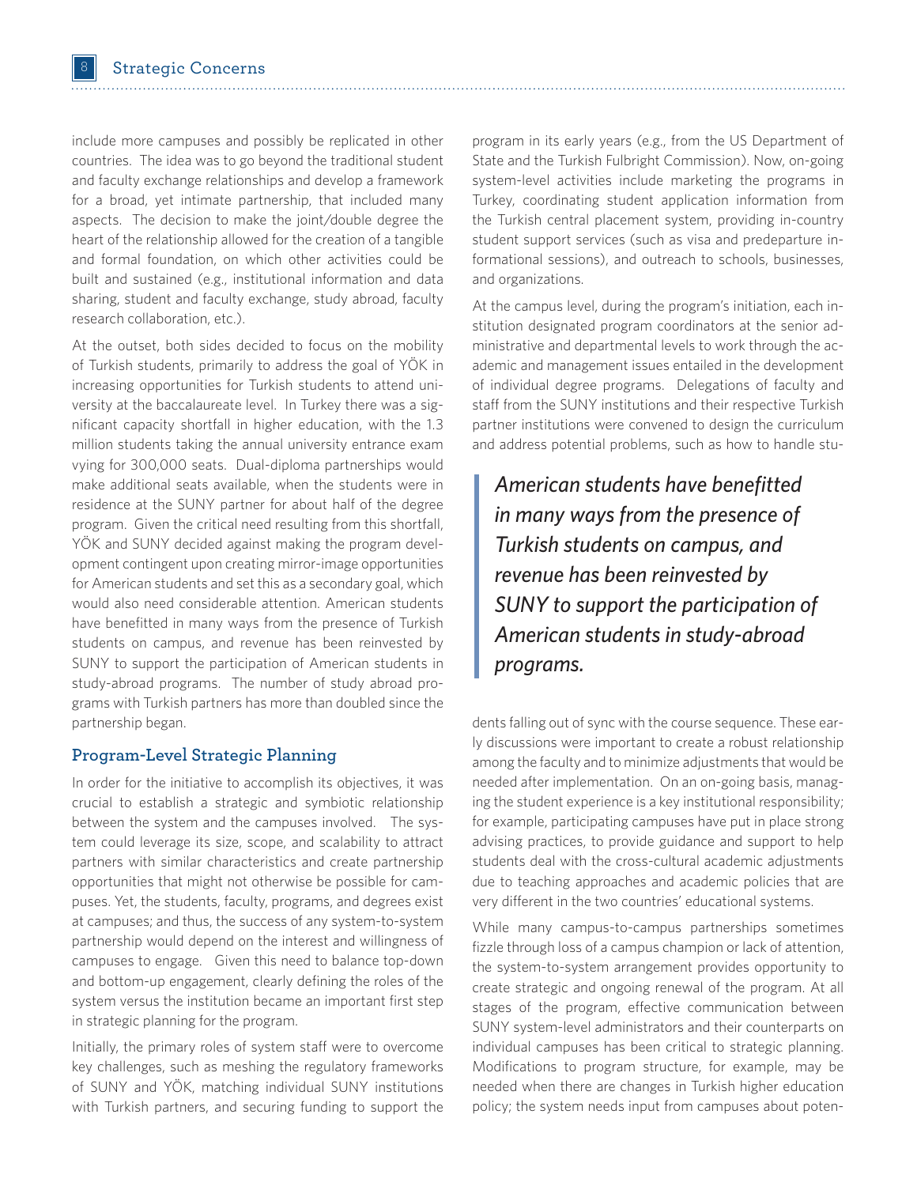include more campuses and possibly be replicated in other countries. The idea was to go beyond the traditional student and faculty exchange relationships and develop a framework for a broad, yet intimate partnership, that included many aspects. The decision to make the joint/double degree the heart of the relationship allowed for the creation of a tangible and formal foundation, on which other activities could be built and sustained (e.g., institutional information and data sharing, student and faculty exchange, study abroad, faculty research collaboration, etc.).

At the outset, both sides decided to focus on the mobility of Turkish students, primarily to address the goal of YÖK in increasing opportunities for Turkish students to attend university at the baccalaureate level. In Turkey there was a significant capacity shortfall in higher education, with the 1.3 million students taking the annual university entrance exam vying for 300,000 seats. Dual-diploma partnerships would make additional seats available, when the students were in residence at the SUNY partner for about half of the degree program. Given the critical need resulting from this shortfall, YÖK and SUNY decided against making the program development contingent upon creating mirror-image opportunities for American students and set this as a secondary goal, which would also need considerable attention. American students have benefitted in many ways from the presence of Turkish students on campus, and revenue has been reinvested by SUNY to support the participation of American students in study-abroad programs. The number of study abroad programs with Turkish partners has more than doubled since the partnership began.

## Program-Level Strategic Planning

In order for the initiative to accomplish its objectives, it was crucial to establish a strategic and symbiotic relationship between the system and the campuses involved. The system could leverage its size, scope, and scalability to attract partners with similar characteristics and create partnership opportunities that might not otherwise be possible for campuses. Yet, the students, faculty, programs, and degrees exist at campuses; and thus, the success of any system-to-system partnership would depend on the interest and willingness of campuses to engage. Given this need to balance top-down and bottom-up engagement, clearly defining the roles of the system versus the institution became an important first step in strategic planning for the program.

Initially, the primary roles of system staff were to overcome key challenges, such as meshing the regulatory frameworks of SUNY and YÖK, matching individual SUNY institutions with Turkish partners, and securing funding to support the program in its early years (e.g., from the US Department of State and the Turkish Fulbright Commission). Now, on-going system-level activities include marketing the programs in Turkey, coordinating student application information from the Turkish central placement system, providing in-country student support services (such as visa and predeparture informational sessions), and outreach to schools, businesses, and organizations.

At the campus level, during the program's initiation, each institution designated program coordinators at the senior administrative and departmental levels to work through the academic and management issues entailed in the development of individual degree programs. Delegations of faculty and staff from the SUNY institutions and their respective Turkish partner institutions were convened to design the curriculum and address potential problems, such as how to handle students falling out of sync with the course sequence. These early discussions were important to create a robust relationship among the faculty and to minimize adjustments that would be needed after implementation. On an on-going basis, managing the student experience is a key institutional responsibility; for example, participating campuses have put in place strong advising practices, to provide guidance and support to help students deal with the cross-cultural academic adjustments due to teaching approaches and academic policies that are very different in the two countries' educational systems.

> *American students have benefitted in many ways from the presence of Turkish students on campus, and revenue has been reinvested by SUNY to support the participation of American students in study-abroad programs.*

While many campus-to-campus partnerships sometimes fizzle through loss of a campus champion or lack of attention, the system-to-system arrangement provides opportunity to create strategic and ongoing renewal of the program. At all stages of the program, effective communication between SUNY system-level administrators and their counterparts on individual campuses has been critical to strategic planning. Modifications to program structure, for example, may be needed when there are changes in Turkish higher education policy; the system needs input from campuses about poten-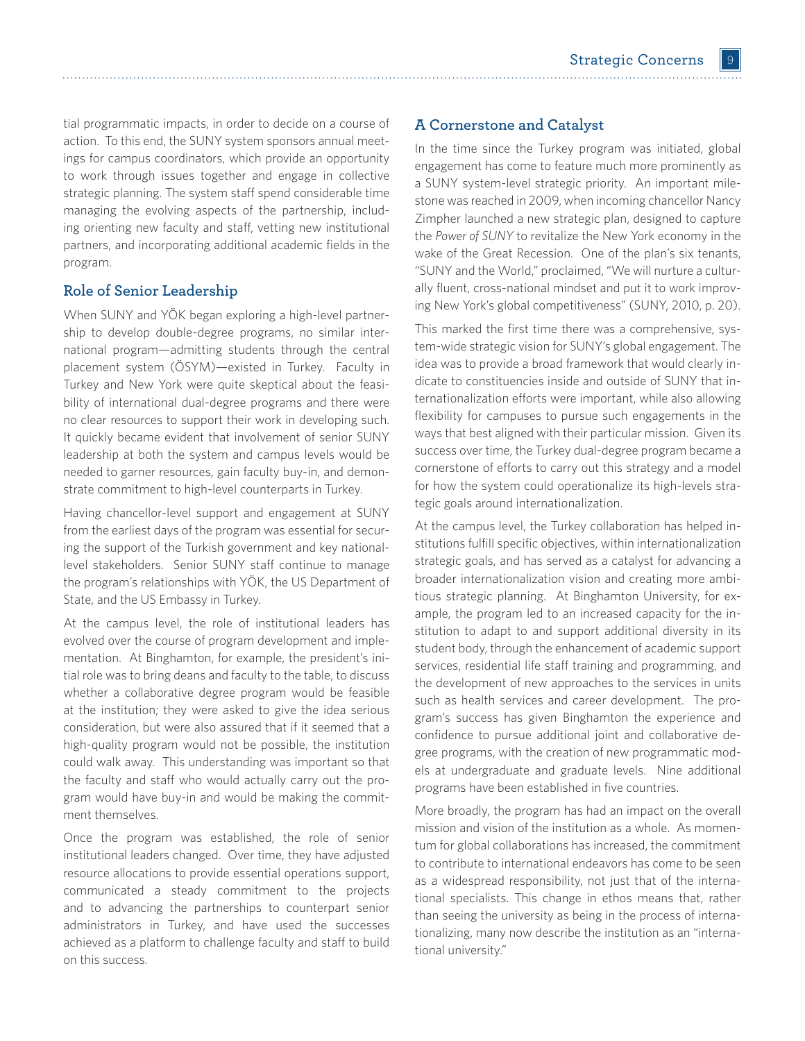tial programmatic impacts, in order to decide on a course of action. To this end, the SUNY system sponsors annual meetings for campus coordinators, which provide an opportunity to work through issues together and engage in collective strategic planning. The system staff spend considerable time managing the evolving aspects of the partnership, including orienting new faculty and staff, vetting new institutional partners, and incorporating additional academic fields in the program.

## Role of Senior Leadership

When SUNY and YÖK began exploring a high-level partnership to develop double-degree programs, no similar international program—admitting students through the central placement system (ÖSYM)—existed in Turkey. Faculty in Turkey and New York were quite skeptical about the feasibility of international dual-degree programs and there were no clear resources to support their work in developing such. It quickly became evident that involvement of senior SUNY leadership at both the system and campus levels would be needed to garner resources, gain faculty buy-in, and demonstrate commitment to high-level counterparts in Turkey.

Having chancellor-level support and engagement at SUNY from the earliest days of the program was essential for securing the support of the Turkish government and key national-level stakeholders. Senior SUNY staff continue to manage the program's relationships with YÖK, the US Department of State, and the US Embassy in Turkey.

At the campus level, the role of institutional leaders has evolved over the course of program development and implementation. At Binghamton, for example, the president's initial role was to bring deans and faculty to the table, to discuss whether a collaborative degree program would be feasible at the institution; they were asked to give the idea serious consideration, but were also assured that if it seemed that a high-quality program would not be possible, the institution could walk away. This understanding was important so that the faculty and staff who would actually carry out the program would have buy-in and would be making the commitment themselves.

Once the program was established, the role of senior institutional leaders changed. Over time, they have adjusted resource allocations to provide essential operations support, communicated a steady commitment to the projects and to advancing the partnerships to counterpart senior administrators in Turkey, and have used the successes achieved as a platform to challenge faculty and staff to build on this success.

## A Cornerstone and Catalyst

In the time since the Turkey program was initiated, global engagement has come to feature much more prominently as a SUNY system-level strategic priority. An important milestone was reached in 2009, when incoming chancellor Nancy Zimpher launched a new strategic plan, designed to capture the *Power of SUNY* to revitalize the New York economy in the wake of the Great Recession. One of the plan's six tenants, "SUNY and the World," proclaimed, "We will nurture a culturally fluent, cross-national mindset and put it to work improving New York's global competitiveness" (SUNY, 2010, p. 20).

This marked the first time there was a comprehensive, system-wide strategic vision for SUNY's global engagement. The idea was to provide a broad framework that would clearly indicate to constituencies inside and outside of SUNY that internationalization efforts were important, while also allowing flexibility for campuses to pursue such engagements in the ways that best aligned with their particular mission. Given its success over time, the Turkey dual-degree program became a cornerstone of efforts to carry out this strategy and a model for how the system could operationalize its high-levels strategic goals around internationalization.

At the campus level, the Turkey collaboration has helped institutions fulfill specific objectives, within internationalization strategic goals, and has served as a catalyst for advancing a broader internationalization vision and creating more ambitious strategic planning. At Binghamton University, for example, the program led to an increased capacity for the institution to adapt to and support additional diversity in its student body, through the enhancement of academic support services, residential life staff training and programming, and the development of new approaches to the services in units such as health services and career development. The program's success has given Binghamton the experience and confidence to pursue additional joint and collaborative degree programs, with the creation of new programmatic models at undergraduate and graduate levels. Nine additional programs have been established in five countries.

More broadly, the program has had an impact on the overall mission and vision of the institution as a whole. As momentum for global collaborations has increased, the commitment to contribute to international endeavors has come to be seen as a widespread responsibility, not just that of the international specialists. This change in ethos means that, rather than seeing the university as being in the process of internationalizing, many now describe the institution as an "international university."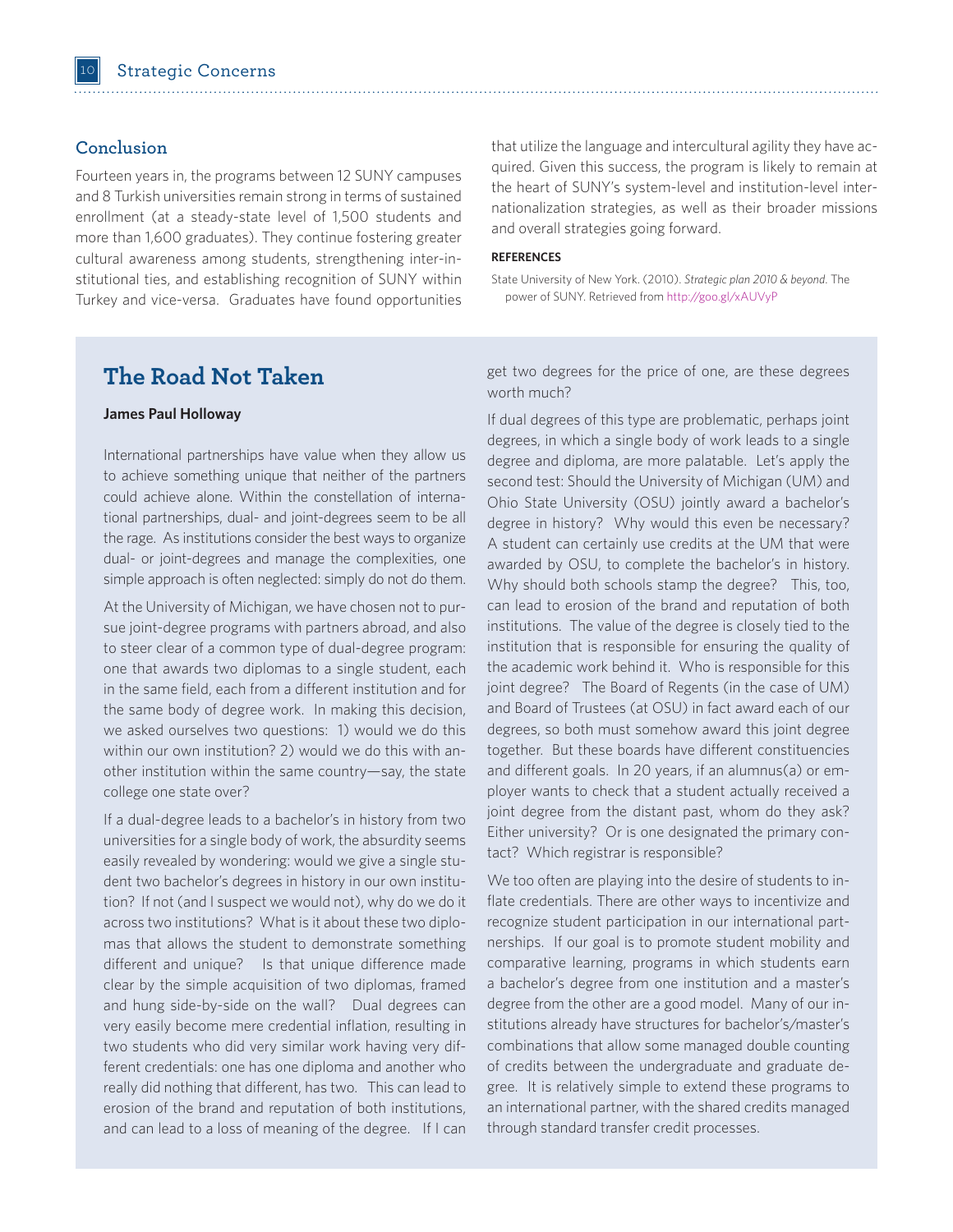## Conclusion

Fourteen years in, the programs between 12 SUNY campuses and 8 Turkish universities remain strong in terms of sustained enrollment (at a steady-state level of 1,500 students and more than 1,600 graduates). They continue fostering greater cultural awareness among students, strengthening inter-institutional ties, and establishing recognition of SUNY within Turkey and vice-versa. Graduates have found opportunities that utilize the language and intercultural agility they have acquired. Given this success, the program is likely to remain at the heart of SUNY's system-level and institution-level internationalization strategies, as well as their broader missions and overall strategies going forward.

**REFERENCES**

State University of New York. (2010). *Strategic plan 2010 & beyond*. The power of SUNY. Retrieved from http://goo.gl/xAUVyP

## The Road Not Taken

**James Paul Holloway**

International partnerships have value when they allow us to achieve something unique that neither of the partners could achieve alone. Within the constellation of international partnerships, dual- and joint-degrees seem to be all the rage. As institutions consider the best ways to organize dual- or joint-degrees and manage the complexities, one simple approach is often neglected: simply do not do them.

At the University of Michigan, we have chosen not to pursue joint-degree programs with partners abroad, and also to steer clear of a common type of dual-degree program: one that awards two diplomas to a single student, each in the same field, each from a different institution and for the same body of degree work. In making this decision, we asked ourselves two questions: 1) would we do this within our own institution? 2) would we do this with another institution within the same country—say, the state college one state over?

If a dual-degree leads to a bachelor's in history from two universities for a single body of work, the absurdity seems easily revealed by wondering: would we give a single student two bachelor's degrees in history in our own institution? If not (and I suspect we would not), why do we do it across two institutions? What is it about these two diplomas that allows the student to demonstrate something different and unique? Is that unique difference made clear by the simple acquisition of two diplomas, framed and hung side-by-side on the wall? Dual degrees can very easily become mere credential inflation, resulting in two students who did very similar work having very different credentials: one has one diploma and another who really did nothing that different, has two. This can lead to erosion of the brand and reputation of both institutions, and can lead to a loss of meaning of the degree. If I can get two degrees for the price of one, are these degrees worth much?

If dual degrees of this type are problematic, perhaps joint degrees, in which a single body of work leads to a single degree and diploma, are more palatable. Let's apply the second test: Should the University of Michigan (UM) and Ohio State University (OSU) jointly award a bachelor's degree in history? Why would this even be necessary? A student can certainly use credits at the UM that were awarded by OSU, to complete the bachelor's in history. Why should both schools stamp the degree? This, too, can lead to erosion of the brand and reputation of both institutions. The value of the degree is closely tied to the institution that is responsible for ensuring the quality of the academic work behind it. Who is responsible for this joint degree? The Board of Regents (in the case of UM) and Board of Trustees (at OSU) in fact award each of our degrees, so both must somehow award this joint degree together. But these boards have different constituencies and different goals. In 20 years, if an alumnus(a) or employer wants to check that a student actually received a joint degree from the distant past, whom do they ask? Either university? Or is one designated the primary contact? Which registrar is responsible?

We too often are playing into the desire of students to inflate credentials. There are other ways to incentivize and recognize student participation in our international partnerships. If our goal is to promote student mobility and comparative learning, programs in which students earn a bachelor's degree from one institution and a master's degree from the other are a good model. Many of our institutions already have structures for bachelor's/master's combinations that allow some managed double counting of credits between the undergraduate and graduate degree. It is relatively simple to extend these programs to an international partner, with the shared credits managed through standard transfer credit processes.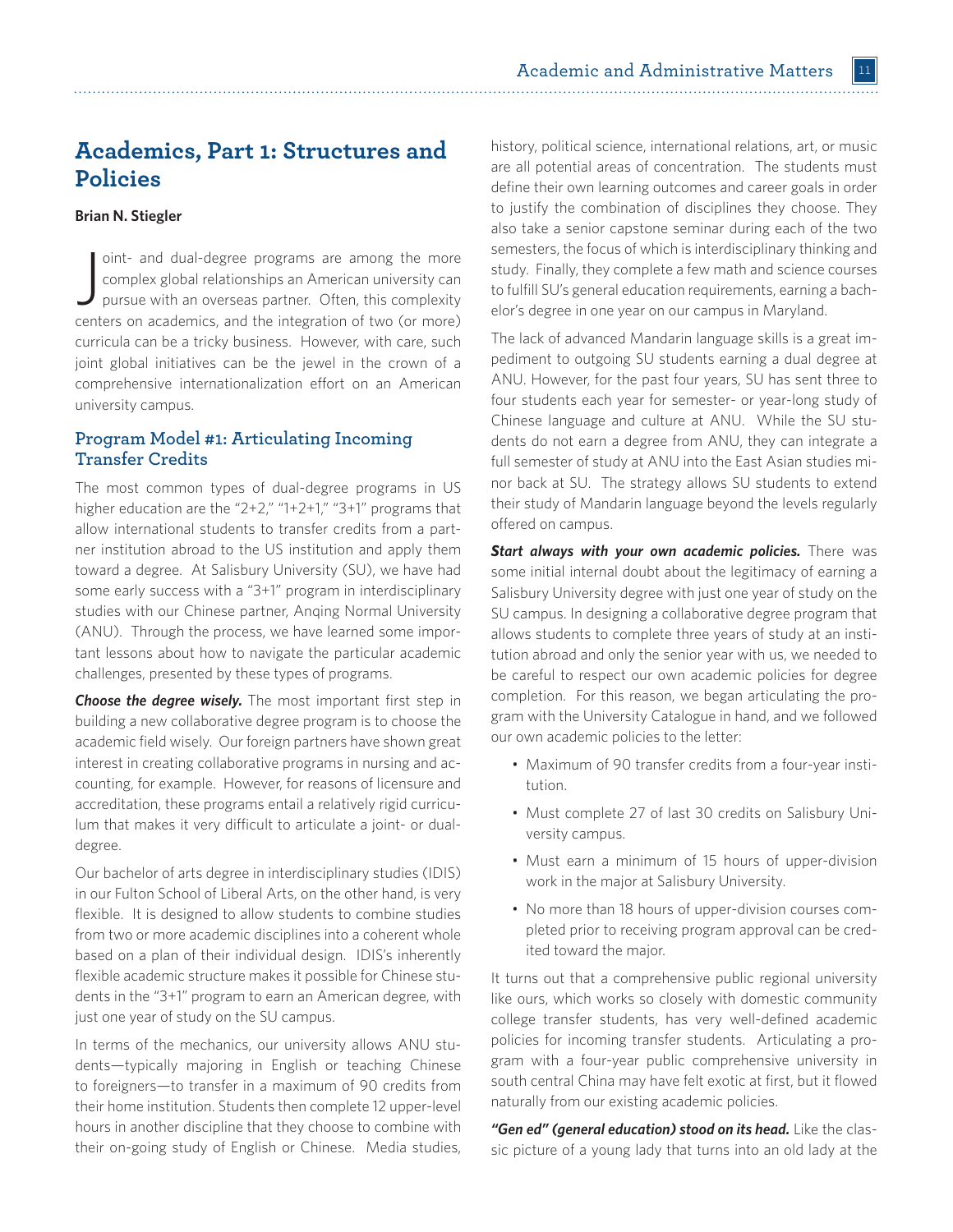## Academics, Part 1: Structures and Policies

**Brian N. Stiegler**

Joint- and dual-degree programs are among the more complex global relationships an American university can pursue with an overseas partner. Often, this complexity centers on academics, and the integration of two (or more) curricula can be a tricky business. However, with care, such joint global initiatives can be the jewel in the crown of a comprehensive internationalization effort on an American university campus.

### Program Model #1: Articulating Incoming Transfer Credits

The most common types of dual-degree programs in US higher education are the "2+2," "1+2+1," "3+1" programs that allow international students to transfer credits from a partner institution abroad to the US institution and apply them toward a degree. At Salisbury University (SU), we have had some early success with a "3+1" program in interdisciplinary studies with our Chinese partner, Anqing Normal University (ANU). Through the process, we have learned some important lessons about how to navigate the particular academic challenges, presented by these types of programs.

***Choose the degree wisely.*** The most important first step in building a new collaborative degree program is to choose the academic field wisely. Our foreign partners have shown great interest in creating collaborative programs in nursing and accounting, for example. However, for reasons of licensure and accreditation, these programs entail a relatively rigid curriculum that makes it very difficult to articulate a joint- or dual-degree.

Our bachelor of arts degree in interdisciplinary studies (IDIS) in our Fulton School of Liberal Arts, on the other hand, is very flexible. It is designed to allow students to combine studies from two or more academic disciplines into a coherent whole based on a plan of their individual design. IDIS's inherently flexible academic structure makes it possible for Chinese students in the "3+1" program to earn an American degree, with just one year of study on the SU campus.

In terms of the mechanics, our university allows ANU students—typically majoring in English or teaching Chinese to foreigners—to transfer in a maximum of 90 credits from their home institution. Students then complete 12 upper-level hours in another discipline that they choose to combine with their on-going study of English or Chinese. Media studies, history, political science, international relations, art, or music are all potential areas of concentration. The students must define their own learning outcomes and career goals in order to justify the combination of disciplines they choose. They also take a senior capstone seminar during each of the two semesters, the focus of which is interdisciplinary thinking and study. Finally, they complete a few math and science courses to fulfill SU's general education requirements, earning a bachelor's degree in one year on our campus in Maryland.

The lack of advanced Mandarin language skills is a great impediment to outgoing SU students earning a dual degree at ANU. However, for the past four years, SU has sent three to four students each year for semester- or year-long study of Chinese language and culture at ANU. While the SU students do not earn a degree from ANU, they can integrate a full semester of study at ANU into the East Asian studies minor back at SU. The strategy allows SU students to extend their study of Mandarin language beyond the levels regularly offered on campus.

***Start always with your own academic policies.*** There was some initial internal doubt about the legitimacy of earning a Salisbury University degree with just one year of study on the SU campus. In designing a collaborative degree program that allows students to complete three years of study at an institution abroad and only the senior year with us, we needed to be careful to respect our own academic policies for degree completion. For this reason, we began articulating the program with the University Catalogue in hand, and we followed our own academic policies to the letter:

- Maximum of 90 transfer credits from a four-year institution.
- Must complete 27 of last 30 credits on Salisbury University campus.
- Must earn a minimum of 15 hours of upper-division work in the major at Salisbury University.
- No more than 18 hours of upper-division courses completed prior to receiving program approval can be credited toward the major.

It turns out that a comprehensive public regional university like ours, which works so closely with domestic community college transfer students, has very well-defined academic policies for incoming transfer students. Articulating a program with a four-year public comprehensive university in south central China may have felt exotic at first, but it flowed naturally from our existing academic policies.

***"Gen ed" (general education) stood on its head.*** Like the classic picture of a young lady that turns into an old lady at the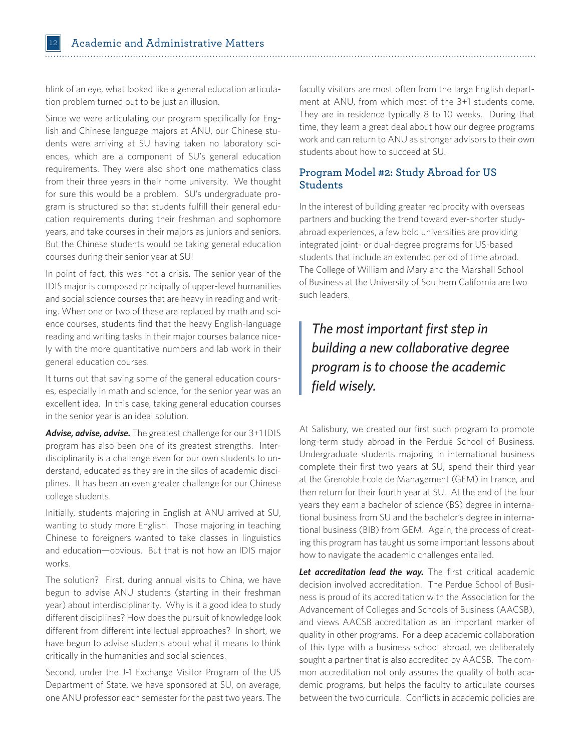blink of an eye, what looked like a general education articulation problem turned out to be just an illusion.

Since we were articulating our program specifically for English and Chinese language majors at ANU, our Chinese students were arriving at SU having taken no laboratory sciences, which are a component of SU's general education requirements. They were also short one mathematics class from their three years in their home university. We thought for sure this would be a problem. SU's undergraduate program is structured so that students fulfill their general education requirements during their freshman and sophomore years, and take courses in their majors as juniors and seniors. But the Chinese students would be taking general education courses during their senior year at SU!

In point of fact, this was not a crisis. The senior year of the IDIS major is composed principally of upper-level humanities and social science courses that are heavy in reading and writing. When one or two of these are replaced by math and science courses, students find that the heavy English-language reading and writing tasks in their major courses balance nicely with the more quantitative numbers and lab work in their general education courses.

It turns out that saving some of the general education courses, especially in math and science, for the senior year was an excellent idea. In this case, taking general education courses in the senior year is an ideal solution.

***Advise, advise, advise.*** The greatest challenge for our 3+1 IDIS program has also been one of its greatest strengths. Interdisciplinarity is a challenge even for our own students to understand, educated as they are in the silos of academic disciplines. It has been an even greater challenge for our Chinese college students.

Initially, students majoring in English at ANU arrived at SU, wanting to study more English. Those majoring in teaching Chinese to foreigners wanted to take classes in linguistics and education—obvious. But that is not how an IDIS major works.

The solution? First, during annual visits to China, we have begun to advise ANU students (starting in their freshman year) about interdisciplinarity. Why is it a good idea to study different disciplines? How does the pursuit of knowledge look different from different intellectual approaches? In short, we have begun to advise students about what it means to think critically in the humanities and social sciences.

Second, under the J-1 Exchange Visitor Program of the US Department of State, we have sponsored at SU, on average, one ANU professor each semester for the past two years. The faculty visitors are most often from the large English department at ANU, from which most of the 3+1 students come. They are in residence typically 8 to 10 weeks. During that time, they learn a great deal about how our degree programs work and can return to ANU as stronger advisors to their own students about how to succeed at SU.

## Program Model #2: Study Abroad for US Students

In the interest of building greater reciprocity with overseas partners and bucking the trend toward ever-shorter study-abroad experiences, a few bold universities are providing integrated joint- or dual-degree programs for US-based students that include an extended period of time abroad. The College of William and Mary and the Marshall School of Business at the University of Southern California are two such leaders.

> *The most important first step in building a new collaborative degree program is to choose the academic field wisely.*

At Salisbury, we created our first such program to promote long-term study abroad in the Perdue School of Business. Undergraduate students majoring in international business complete their first two years at SU, spend their third year at the Grenoble Ecole de Management (GEM) in France, and then return for their fourth year at SU. At the end of the four years they earn a bachelor of science (BS) degree in international business from SU and the bachelor's degree in international business (BIB) from GEM. Again, the process of creating this program has taught us some important lessons about how to navigate the academic challenges entailed.

***Let accreditation lead the way.*** The first critical academic decision involved accreditation. The Perdue School of Business is proud of its accreditation with the Association for the Advancement of Colleges and Schools of Business (AACSB), and views AACSB accreditation as an important marker of quality in other programs. For a deep academic collaboration of this type with a business school abroad, we deliberately sought a partner that is also accredited by AACSB. The common accreditation not only assures the quality of both academic programs, but helps the faculty to articulate courses between the two curricula. Conflicts in academic policies are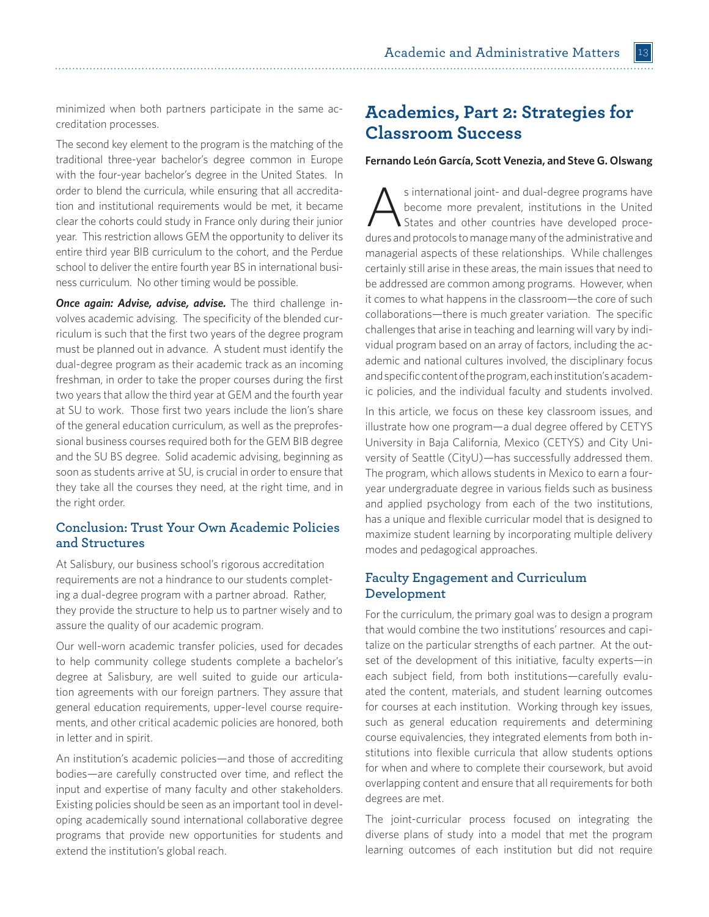minimized when both partners participate in the same accreditation processes.

The second key element to the program is the matching of the traditional three-year bachelor's degree common in Europe with the four-year bachelor's degree in the United States. In order to blend the curricula, while ensuring that all accreditation and institutional requirements would be met, it became clear the cohorts could study in France only during their junior year. This restriction allows GEM the opportunity to deliver its entire third year BIB curriculum to the cohort, and the Perdue school to deliver the entire fourth year BS in international business curriculum. No other timing would be possible.

***Once again: Advise, advise, advise.*** The third challenge involves academic advising. The specificity of the blended curriculum is such that the first two years of the degree program must be planned out in advance. A student must identify the dual-degree program as their academic track as an incoming freshman, in order to take the proper courses during the first two years that allow the third year at GEM and the fourth year at SU to work. Those first two years include the lion's share of the general education curriculum, as well as the preprofessional business courses required both for the GEM BIB degree and the SU BS degree. Solid academic advising, beginning as soon as students arrive at SU, is crucial in order to ensure that they take all the courses they need, at the right time, and in the right order.

### Conclusion: Trust Your Own Academic Policies and Structures

At Salisbury, our business school's rigorous accreditation requirements are not a hindrance to our students completing a dual-degree program with a partner abroad. Rather, they provide the structure to help us to partner wisely and to assure the quality of our academic program.

Our well-worn academic transfer policies, used for decades to help community college students complete a bachelor's degree at Salisbury, are well suited to guide our articulation agreements with our foreign partners. They assure that general education requirements, upper-level course requirements, and other critical academic policies are honored, both in letter and in spirit.

An institution's academic policies—and those of accrediting bodies—are carefully constructed over time, and reflect the input and expertise of many faculty and other stakeholders. Existing policies should be seen as an important tool in developing academically sound international collaborative degree programs that provide new opportunities for students and extend the institution's global reach.

## Academics, Part 2: Strategies for Classroom Success

**Fernando León García, Scott Venezia, and Steve G. Olswang**

As international joint- and dual-degree programs have become more prevalent, institutions in the United States and other countries have developed procedures and protocols to manage many of the administrative and managerial aspects of these relationships. While challenges certainly still arise in these areas, the main issues that need to be addressed are common among programs. However, when it comes to what happens in the classroom—the core of such collaborations—there is much greater variation. The specific challenges that arise in teaching and learning will vary by individual program based on an array of factors, including the academic and national cultures involved, the disciplinary focus and specific content of the program, each institution's academic policies, and the individual faculty and students involved.

In this article, we focus on these key classroom issues, and illustrate how one program—a dual degree offered by CETYS University in Baja California, Mexico (CETYS) and City University of Seattle (CityU)—has successfully addressed them. The program, which allows students in Mexico to earn a four-year undergraduate degree in various fields such as business and applied psychology from each of the two institutions, has a unique and flexible curricular model that is designed to maximize student learning by incorporating multiple delivery modes and pedagogical approaches.

### Faculty Engagement and Curriculum Development

For the curriculum, the primary goal was to design a program that would combine the two institutions' resources and capitalize on the particular strengths of each partner. At the outset of the development of this initiative, faculty experts—in each subject field, from both institutions—carefully evaluated the content, materials, and student learning outcomes for courses at each institution. Working through key issues, such as general education requirements and determining course equivalencies, they integrated elements from both institutions into flexible curricula that allow students options for when and where to complete their coursework, but avoid overlapping content and ensure that all requirements for both degrees are met.

The joint-curricular process focused on integrating the diverse plans of study into a model that met the program learning outcomes of each institution but did not require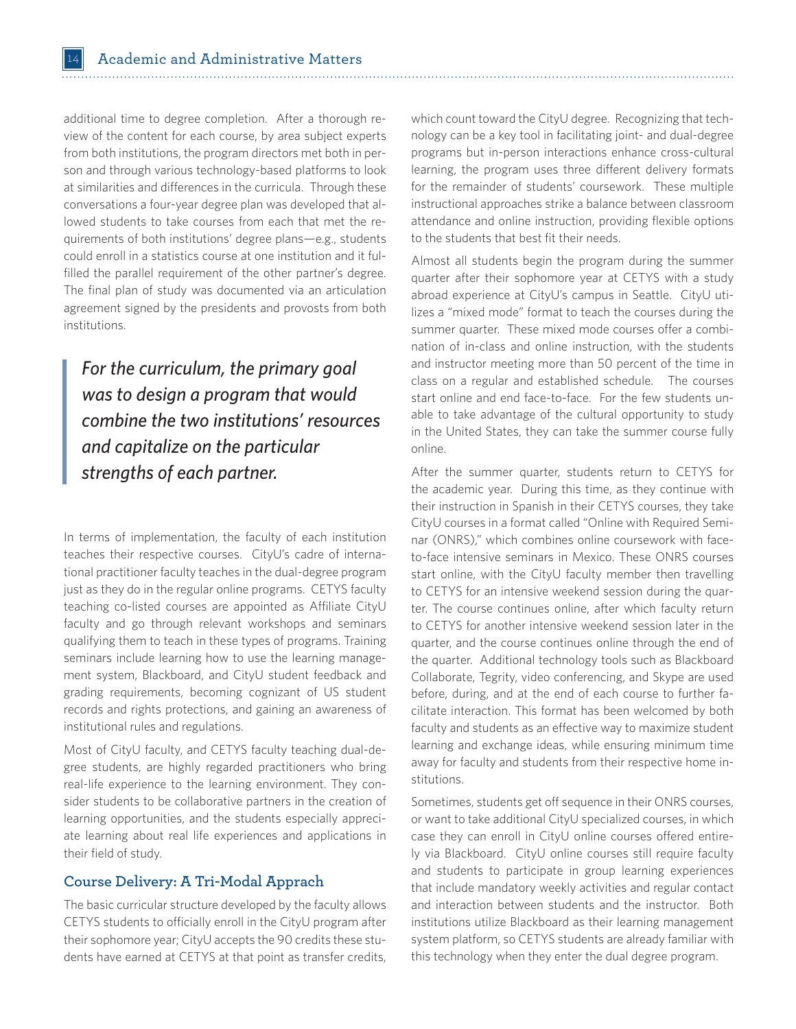additional time to degree completion. After a thorough review of the content for each course, by area subject experts from both institutions, the program directors met both in person and through various technology-based platforms to look at similarities and differences in the curricula. Through these conversations a four-year degree plan was developed that allowed students to take courses from each that met the requirements of both institutions' degree plans—e.g., students could enroll in a statistics course at one institution and it fulfilled the parallel requirement of the other partner's degree. The final plan of study was documented via an articulation agreement signed by the presidents and provosts from both institutions.

> *For the curriculum, the primary goal was to design a program that would combine the two institutions' resources and capitalize on the particular strengths of each partner.*

In terms of implementation, the faculty of each institution teaches their respective courses. CityU's cadre of international practitioner faculty teaches in the dual-degree program just as they do in the regular online programs. CETYS faculty teaching co-listed courses are appointed as Affiliate CityU faculty and go through relevant workshops and seminars qualifying them to teach in these types of programs. Training seminars include learning how to use the learning management system, Blackboard, and CityU student feedback and grading requirements, becoming cognizant of US student records and rights protections, and gaining an awareness of institutional rules and regulations.

Most of CityU faculty, and CETYS faculty teaching dual-degree students, are highly regarded practitioners who bring real-life experience to the learning environment. They consider students to be collaborative partners in the creation of learning opportunities, and the students especially appreciate learning about real life experiences and applications in their field of study.

### Course Delivery: A Tri-Modal Apprach

The basic curricular structure developed by the faculty allows CETYS students to officially enroll in the CityU program after their sophomore year; CityU accepts the 90 credits these students have earned at CETYS at that point as transfer credits, which count toward the CityU degree. Recognizing that technology can be a key tool in facilitating joint- and dual-degree programs but in-person interactions enhance cross-cultural learning, the program uses three different delivery formats for the remainder of students' coursework. These multiple instructional approaches strike a balance between classroom attendance and online instruction, providing flexible options to the students that best fit their needs.

Almost all students begin the program during the summer quarter after their sophomore year at CETYS with a study abroad experience at CityU's campus in Seattle. CityU utilizes a "mixed mode" format to teach the courses during the summer quarter. These mixed mode courses offer a combination of in-class and online instruction, with the students and instructor meeting more than 50 percent of the time in class on a regular and established schedule. The courses start online and end face-to-face. For the few students unable to take advantage of the cultural opportunity to study in the United States, they can take the summer course fully online.

After the summer quarter, students return to CETYS for the academic year. During this time, as they continue with their instruction in Spanish in their CETYS courses, they take CityU courses in a format called "Online with Required Seminar (ONRS)," which combines online coursework with face-to-face intensive seminars in Mexico. These ONRS courses start online, with the CityU faculty member then travelling to CETYS for an intensive weekend session during the quarter. The course continues online, after which faculty return to CETYS for another intensive weekend session later in the quarter, and the course continues online through the end of the quarter. Additional technology tools such as Blackboard Collaborate, Tegrity, video conferencing, and Skype are used before, during, and at the end of each course to further facilitate interaction. This format has been welcomed by both faculty and students as an effective way to maximize student learning and exchange ideas, while ensuring minimum time away for faculty and students from their respective home institutions.

Sometimes, students get off sequence in their ONRS courses, or want to take additional CityU specialized courses, in which case they can enroll in CityU online courses offered entirely via Blackboard. CityU online courses still require faculty and students to participate in group learning experiences that include mandatory weekly activities and regular contact and interaction between students and the instructor. Both institutions utilize Blackboard as their learning management system platform, so CETYS students are already familiar with this technology when they enter the dual degree program.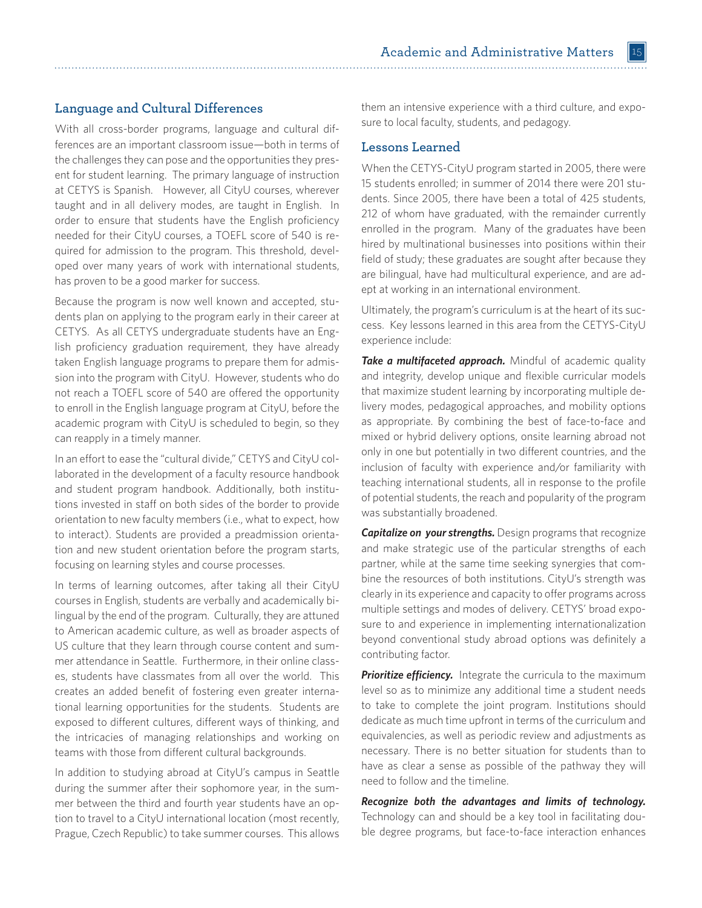## Language and Cultural Differences

With all cross-border programs, language and cultural differences are an important classroom issue—both in terms of the challenges they can pose and the opportunities they present for student learning. The primary language of instruction at CETYS is Spanish. However, all CityU courses, wherever taught and in all delivery modes, are taught in English. In order to ensure that students have the English proficiency needed for their CityU courses, a TOEFL score of 540 is required for admission to the program. This threshold, developed over many years of work with international students, has proven to be a good marker for success.

Because the program is now well known and accepted, students plan on applying to the program early in their career at CETYS. As all CETYS undergraduate students have an English proficiency graduation requirement, they have already taken English language programs to prepare them for admission into the program with CityU. However, students who do not reach a TOEFL score of 540 are offered the opportunity to enroll in the English language program at CityU, before the academic program with CityU is scheduled to begin, so they can reapply in a timely manner.

In an effort to ease the "cultural divide," CETYS and CityU collaborated in the development of a faculty resource handbook and student program handbook. Additionally, both institutions invested in staff on both sides of the border to provide orientation to new faculty members (i.e., what to expect, how to interact). Students are provided a preadmission orientation and new student orientation before the program starts, focusing on learning styles and course processes.

In terms of learning outcomes, after taking all their CityU courses in English, students are verbally and academically bilingual by the end of the program. Culturally, they are attuned to American academic culture, as well as broader aspects of US culture that they learn through course content and summer attendance in Seattle. Furthermore, in their online classes, students have classmates from all over the world. This creates an added benefit of fostering even greater international learning opportunities for the students. Students are exposed to different cultures, different ways of thinking, and the intricacies of managing relationships and working on teams with those from different cultural backgrounds.

In addition to studying abroad at CityU's campus in Seattle during the summer after their sophomore year, in the summer between the third and fourth year students have an option to travel to a CityU international location (most recently, Prague, Czech Republic) to take summer courses. This allows them an intensive experience with a third culture, and exposure to local faculty, students, and pedagogy.

## Lessons Learned

When the CETYS-CityU program started in 2005, there were 15 students enrolled; in summer of 2014 there were 201 students. Since 2005, there have been a total of 425 students, 212 of whom have graduated, with the remainder currently enrolled in the program. Many of the graduates have been hired by multinational businesses into positions within their field of study; these graduates are sought after because they are bilingual, have had multicultural experience, and are adept at working in an international environment.

Ultimately, the program's curriculum is at the heart of its success. Key lessons learned in this area from the CETYS-CityU experience include:

***Take a multifaceted approach.*** Mindful of academic quality and integrity, develop unique and flexible curricular models that maximize student learning by incorporating multiple delivery modes, pedagogical approaches, and mobility options as appropriate. By combining the best of face-to-face and mixed or hybrid delivery options, onsite learning abroad not only in one but potentially in two different countries, and the inclusion of faculty with experience and/or familiarity with teaching international students, all in response to the profile of potential students, the reach and popularity of the program was substantially broadened.

***Capitalize on your strengths.*** Design programs that recognize and make strategic use of the particular strengths of each partner, while at the same time seeking synergies that combine the resources of both institutions. CityU's strength was clearly in its experience and capacity to offer programs across multiple settings and modes of delivery. CETYS' broad exposure to and experience in implementing internationalization beyond conventional study abroad options was definitely a contributing factor.

***Prioritize efficiency.*** Integrate the curricula to the maximum level so as to minimize any additional time a student needs to take to complete the joint program. Institutions should dedicate as much time upfront in terms of the curriculum and equivalencies, as well as periodic review and adjustments as necessary. There is no better situation for students than to have as clear a sense as possible of the pathway they will need to follow and the timeline.

***Recognize both the advantages and limits of technology.*** Technology can and should be a key tool in facilitating double degree programs, but face-to-face interaction enhances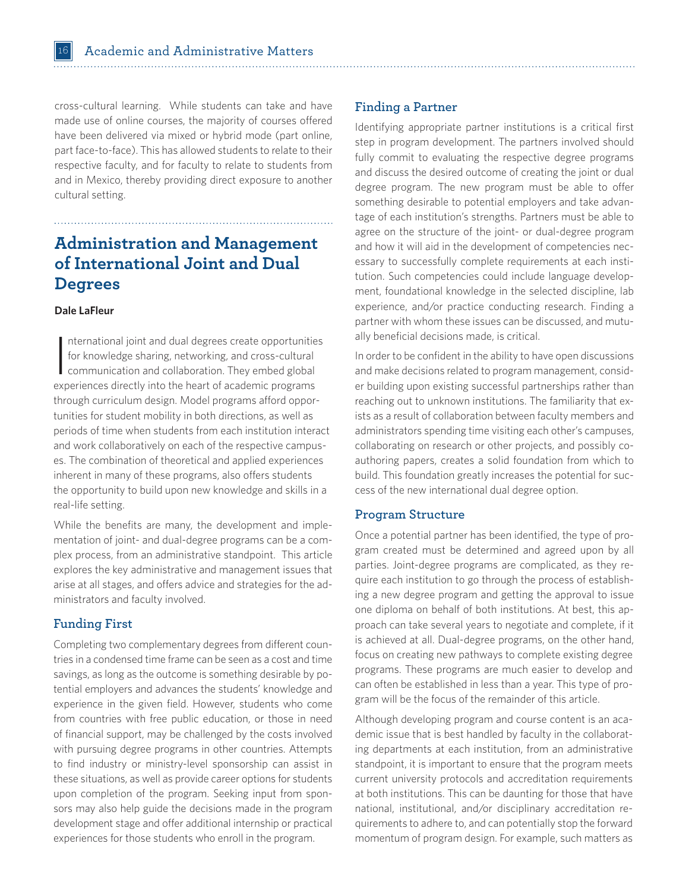cross-cultural learning. While students can take and have made use of online courses, the majority of courses offered have been delivered via mixed or hybrid mode (part online, part face-to-face). This has allowed students to relate to their respective faculty, and for faculty to relate to students from and in Mexico, thereby providing direct exposure to another cultural setting.

## Administration and Management of International Joint and Dual Degrees

**Dale LaFleur**

International joint and dual degrees create opportunities for knowledge sharing, networking, and cross-cultural communication and collaboration. They embed global experiences directly into the heart of academic programs through curriculum design. Model programs afford opportunities for student mobility in both directions, as well as periods of time when students from each institution interact and work collaboratively on each of the respective campuses. The combination of theoretical and applied experiences inherent in many of these programs, also offers students the opportunity to build upon new knowledge and skills in a real-life setting.

While the benefits are many, the development and implementation of joint- and dual-degree programs can be a complex process, from an administrative standpoint. This article explores the key administrative and management issues that arise at all stages, and offers advice and strategies for the administrators and faculty involved.

### Funding First

Completing two complementary degrees from different countries in a condensed time frame can be seen as a cost and time savings, as long as the outcome is something desirable by potential employers and advances the students' knowledge and experience in the given field. However, students who come from countries with free public education, or those in need of financial support, may be challenged by the costs involved with pursuing degree programs in other countries. Attempts to find industry or ministry-level sponsorship can assist in these situations, as well as provide career options for students upon completion of the program. Seeking input from sponsors may also help guide the decisions made in the program development stage and offer additional internship or practical experiences for those students who enroll in the program.

### Finding a Partner

Identifying appropriate partner institutions is a critical first step in program development. The partners involved should fully commit to evaluating the respective degree programs and discuss the desired outcome of creating the joint or dual degree program. The new program must be able to offer something desirable to potential employers and take advantage of each institution's strengths. Partners must be able to agree on the structure of the joint- or dual-degree program and how it will aid in the development of competencies necessary to successfully complete requirements at each institution. Such competencies could include language development, foundational knowledge in the selected discipline, lab experience, and/or practice conducting research. Finding a partner with whom these issues can be discussed, and mutually beneficial decisions made, is critical.

In order to be confident in the ability to have open discussions and make decisions related to program management, consider building upon existing successful partnerships rather than reaching out to unknown institutions. The familiarity that exists as a result of collaboration between faculty members and administrators spending time visiting each other's campuses, collaborating on research or other projects, and possibly co-authoring papers, creates a solid foundation from which to build. This foundation greatly increases the potential for success of the new international dual degree option.

### Program Structure

Once a potential partner has been identified, the type of program created must be determined and agreed upon by all parties. Joint-degree programs are complicated, as they require each institution to go through the process of establishing a new degree program and getting the approval to issue one diploma on behalf of both institutions. At best, this approach can take several years to negotiate and complete, if it is achieved at all. Dual-degree programs, on the other hand, focus on creating new pathways to complete existing degree programs. These programs are much easier to develop and can often be established in less than a year. This type of program will be the focus of the remainder of this article.

Although developing program and course content is an academic issue that is best handled by faculty in the collaborating departments at each institution, from an administrative standpoint, it is important to ensure that the program meets current university protocols and accreditation requirements at both institutions. This can be daunting for those that have national, institutional, and/or disciplinary accreditation requirements to adhere to, and can potentially stop the forward momentum of program design. For example, such matters as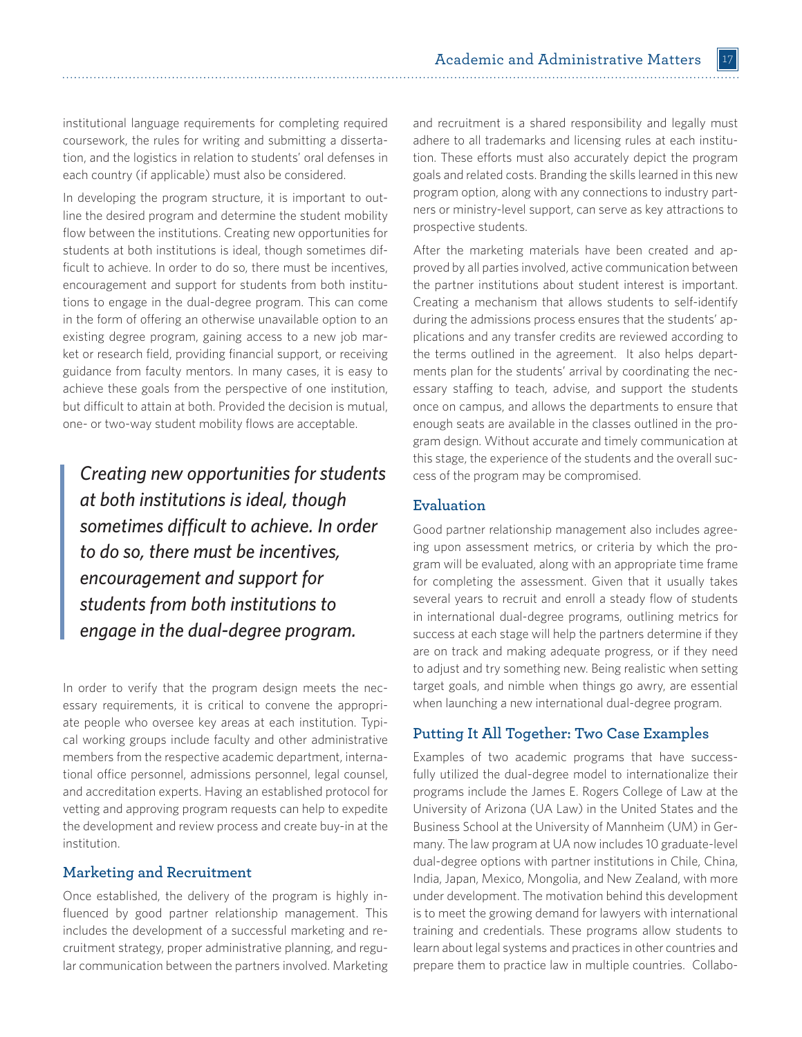institutional language requirements for completing required coursework, the rules for writing and submitting a dissertation, and the logistics in relation to students' oral defenses in each country (if applicable) must also be considered.

In developing the program structure, it is important to outline the desired program and determine the student mobility flow between the institutions. Creating new opportunities for students at both institutions is ideal, though sometimes difficult to achieve. In order to do so, there must be incentives, encouragement and support for students from both institutions to engage in the dual-degree program. This can come in the form of offering an otherwise unavailable option to an existing degree program, gaining access to a new job market or research field, providing financial support, or receiving guidance from faculty mentors. In many cases, it is easy to achieve these goals from the perspective of one institution, but difficult to attain at both. Provided the decision is mutual, one- or two-way student mobility flows are acceptable.

> *Creating new opportunities for students at both institutions is ideal, though sometimes difficult to achieve. In order to do so, there must be incentives, encouragement and support for students from both institutions to engage in the dual-degree program.*

In order to verify that the program design meets the necessary requirements, it is critical to convene the appropriate people who oversee key areas at each institution. Typical working groups include faculty and other administrative members from the respective academic department, international office personnel, admissions personnel, legal counsel, and accreditation experts. Having an established protocol for vetting and approving program requests can help to expedite the development and review process and create buy-in at the institution.

### Marketing and Recruitment

Once established, the delivery of the program is highly influenced by good partner relationship management. This includes the development of a successful marketing and recruitment strategy, proper administrative planning, and regular communication between the partners involved. Marketing and recruitment is a shared responsibility and legally must adhere to all trademarks and licensing rules at each institution. These efforts must also accurately depict the program goals and related costs. Branding the skills learned in this new program option, along with any connections to industry partners or ministry-level support, can serve as key attractions to prospective students.

After the marketing materials have been created and approved by all parties involved, active communication between the partner institutions about student interest is important. Creating a mechanism that allows students to self-identify during the admissions process ensures that the students' applications and any transfer credits are reviewed according to the terms outlined in the agreement. It also helps departments plan for the students' arrival by coordinating the necessary staffing to teach, advise, and support the students once on campus, and allows the departments to ensure that enough seats are available in the classes outlined in the program design. Without accurate and timely communication at this stage, the experience of the students and the overall success of the program may be compromised.

### Evaluation

Good partner relationship management also includes agreeing upon assessment metrics, or criteria by which the program will be evaluated, along with an appropriate time frame for completing the assessment. Given that it usually takes several years to recruit and enroll a steady flow of students in international dual-degree programs, outlining metrics for success at each stage will help the partners determine if they are on track and making adequate progress, or if they need to adjust and try something new. Being realistic when setting target goals, and nimble when things go awry, are essential when launching a new international dual-degree program.

### Putting It All Together: Two Case Examples

Examples of two academic programs that have successfully utilized the dual-degree model to internationalize their programs include the James E. Rogers College of Law at the University of Arizona (UA Law) in the United States and the Business School at the University of Mannheim (UM) in Germany. The law program at UA now includes 10 graduate-level dual-degree options with partner institutions in Chile, China, India, Japan, Mexico, Mongolia, and New Zealand, with more under development. The motivation behind this development is to meet the growing demand for lawyers with international training and credentials. These programs allow students to learn about legal systems and practices in other countries and prepare them to practice law in multiple countries. Collabo-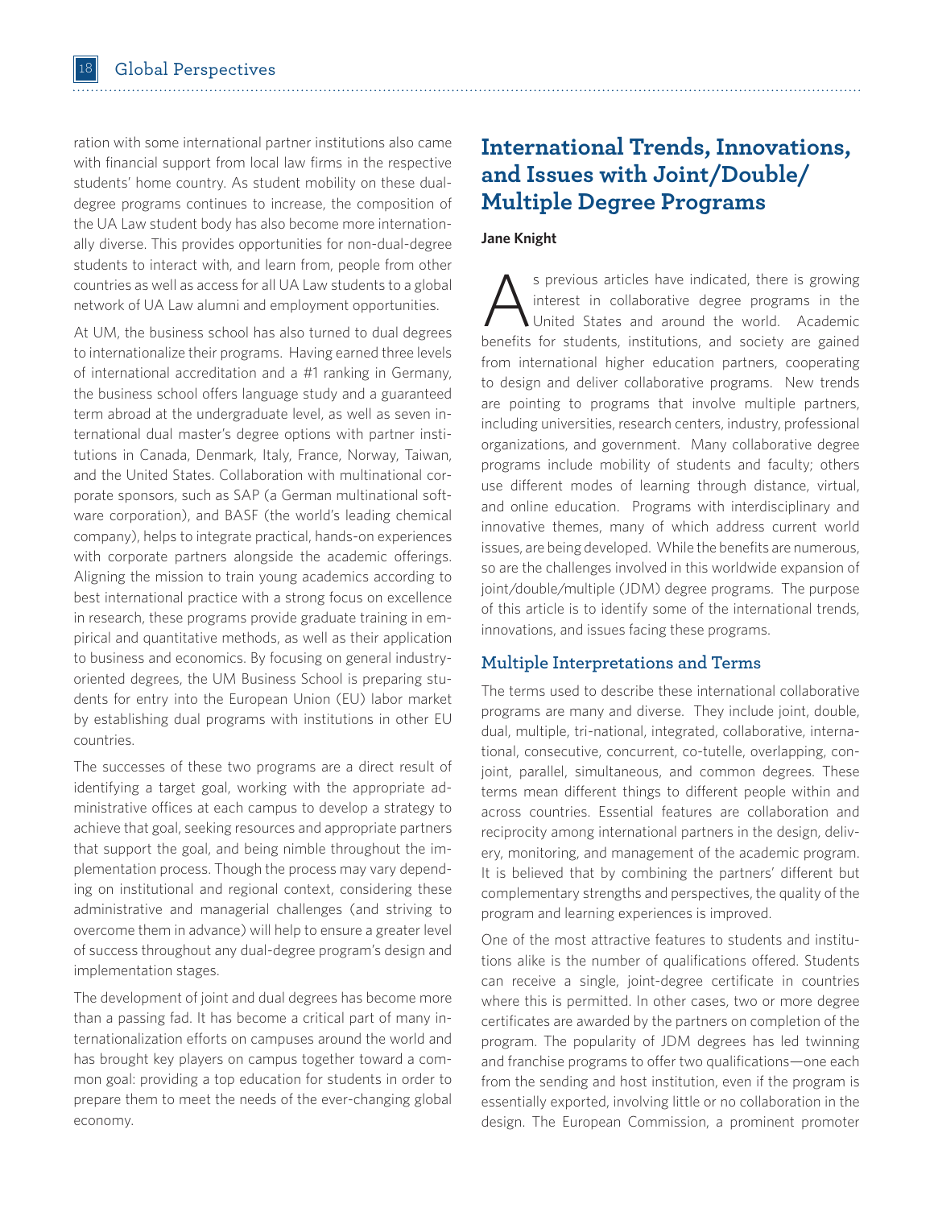ration with some international partner institutions also came with financial support from local law firms in the respective students' home country. As student mobility on these dual-degree programs continues to increase, the composition of the UA Law student body has also become more internationally diverse. This provides opportunities for non-dual-degree students to interact with, and learn from, people from other countries as well as access for all UA Law students to a global network of UA Law alumni and employment opportunities.

At UM, the business school has also turned to dual degrees to internationalize their programs. Having earned three levels of international accreditation and a #1 ranking in Germany, the business school offers language study and a guaranteed term abroad at the undergraduate level, as well as seven international dual master's degree options with partner institutions in Canada, Denmark, Italy, France, Norway, Taiwan, and the United States. Collaboration with multinational corporate sponsors, such as SAP (a German multinational software corporation), and BASF (the world's leading chemical company), helps to integrate practical, hands-on experiences with corporate partners alongside the academic offerings. Aligning the mission to train young academics according to best international practice with a strong focus on excellence in research, these programs provide graduate training in empirical and quantitative methods, as well as their application to business and economics. By focusing on general industry-oriented degrees, the UM Business School is preparing students for entry into the European Union (EU) labor market by establishing dual programs with institutions in other EU countries.

The successes of these two programs are a direct result of identifying a target goal, working with the appropriate administrative offices at each campus to develop a strategy to achieve that goal, seeking resources and appropriate partners that support the goal, and being nimble throughout the implementation process. Though the process may vary depending on institutional and regional context, considering these administrative and managerial challenges (and striving to overcome them in advance) will help to ensure a greater level of success throughout any dual-degree program's design and implementation stages.

The development of joint and dual degrees has become more than a passing fad. It has become a critical part of many internationalization efforts on campuses around the world and has brought key players on campus together toward a common goal: providing a top education for students in order to prepare them to meet the needs of the ever-changing global economy.

## International Trends, Innovations, and Issues with Joint/Double/Multiple Degree Programs

**Jane Knight**

As previous articles have indicated, there is growing interest in collaborative degree programs in the United States and around the world. Academic benefits for students, institutions, and society are gained from international higher education partners, cooperating to design and deliver collaborative programs. New trends are pointing to programs that involve multiple partners, including universities, research centers, industry, professional organizations, and government. Many collaborative degree programs include mobility of students and faculty; others use different modes of learning through distance, virtual, and online education. Programs with interdisciplinary and innovative themes, many of which address current world issues, are being developed. While the benefits are numerous, so are the challenges involved in this worldwide expansion of joint/double/multiple (JDM) degree programs. The purpose of this article is to identify some of the international trends, innovations, and issues facing these programs.

### Multiple Interpretations and Terms

The terms used to describe these international collaborative programs are many and diverse. They include joint, double, dual, multiple, tri-national, integrated, collaborative, international, consecutive, concurrent, co-tutelle, overlapping, conjoint, parallel, simultaneous, and common degrees. These terms mean different things to different people within and across countries. Essential features are collaboration and reciprocity among international partners in the design, delivery, monitoring, and management of the academic program. It is believed that by combining the partners' different but complementary strengths and perspectives, the quality of the program and learning experiences is improved.

One of the most attractive features to students and institutions alike is the number of qualifications offered. Students can receive a single, joint-degree certificate in countries where this is permitted. In other cases, two or more degree certificates are awarded by the partners on completion of the program. The popularity of JDM degrees has led twinning and franchise programs to offer two qualifications—one each from the sending and host institution, even if the program is essentially exported, involving little or no collaboration in the design. The European Commission, a prominent promoter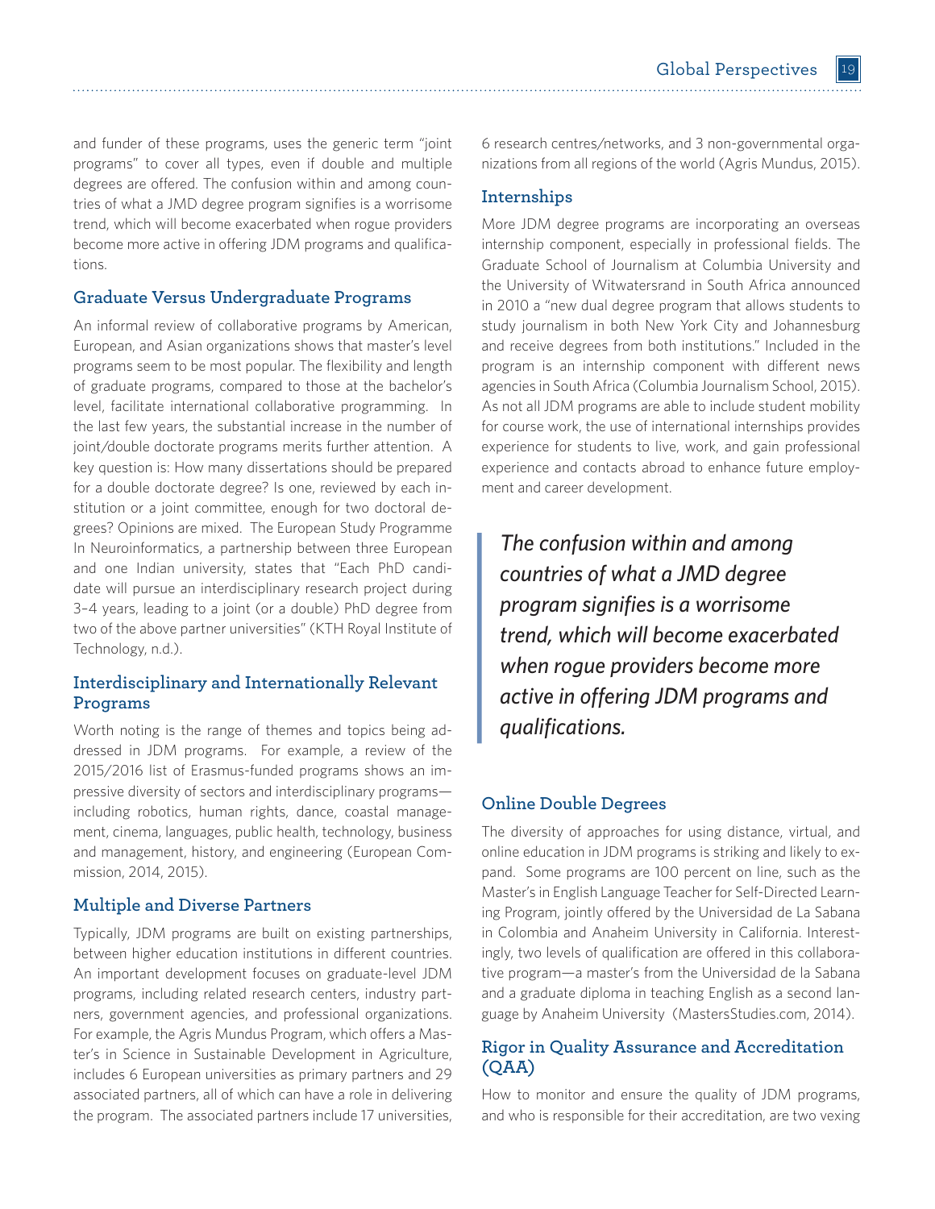and funder of these programs, uses the generic term "joint programs" to cover all types, even if double and multiple degrees are offered. The confusion within and among countries of what a JMD degree program signifies is a worrisome trend, which will become exacerbated when rogue providers become more active in offering JDM programs and qualifications.

### Graduate Versus Undergraduate Programs

An informal review of collaborative programs by American, European, and Asian organizations shows that master's level programs seem to be most popular. The flexibility and length of graduate programs, compared to those at the bachelor's level, facilitate international collaborative programming. In the last few years, the substantial increase in the number of joint/double doctorate programs merits further attention. A key question is: How many dissertations should be prepared for a double doctorate degree? Is one, reviewed by each institution or a joint committee, enough for two doctoral degrees? Opinions are mixed. The European Study Programme In Neuroinformatics, a partnership between three European and one Indian university, states that "Each PhD candidate will pursue an interdisciplinary research project during 3–4 years, leading to a joint (or a double) PhD degree from two of the above partner universities" (KTH Royal Institute of Technology, n.d.).

### Interdisciplinary and Internationally Relevant Programs

Worth noting is the range of themes and topics being addressed in JDM programs. For example, a review of the 2015/2016 list of Erasmus-funded programs shows an impressive diversity of sectors and interdisciplinary programs—including robotics, human rights, dance, coastal management, cinema, languages, public health, technology, business and management, history, and engineering (European Commission, 2014, 2015).

### Multiple and Diverse Partners

Typically, JDM programs are built on existing partnerships, between higher education institutions in different countries. An important development focuses on graduate-level JDM programs, including related research centers, industry partners, government agencies, and professional organizations. For example, the Agris Mundus Program, which offers a Master's in Science in Sustainable Development in Agriculture, includes 6 European universities as primary partners and 29 associated partners, all of which can have a role in delivering the program. The associated partners include 17 universities, 6 research centres/networks, and 3 non-governmental organizations from all regions of the world (Agris Mundus, 2015).

### Internships

More JDM degree programs are incorporating an overseas internship component, especially in professional fields. The Graduate School of Journalism at Columbia University and the University of Witwatersrand in South Africa announced in 2010 a "new dual degree program that allows students to study journalism in both New York City and Johannesburg and receive degrees from both institutions." Included in the program is an internship component with different news agencies in South Africa (Columbia Journalism School, 2015). As not all JDM programs are able to include student mobility for course work, the use of international internships provides experience for students to live, work, and gain professional experience and contacts abroad to enhance future employment and career development.

> *The confusion within and among countries of what a JMD degree program signifies is a worrisome trend, which will become exacerbated when rogue providers become more active in offering JDM programs and qualifications.*

### Online Double Degrees

The diversity of approaches for using distance, virtual, and online education in JDM programs is striking and likely to expand. Some programs are 100 percent on line, such as the Master's in English Language Teacher for Self-Directed Learning Program, jointly offered by the Universidad de La Sabana in Colombia and Anaheim University in California. Interestingly, two levels of qualification are offered in this collaborative program—a master's from the Universidad de la Sabana and a graduate diploma in teaching English as a second language by Anaheim University (MastersStudies.com, 2014).

### Rigor in Quality Assurance and Accreditation (QAA)

How to monitor and ensure the quality of JDM programs, and who is responsible for their accreditation, are two vexing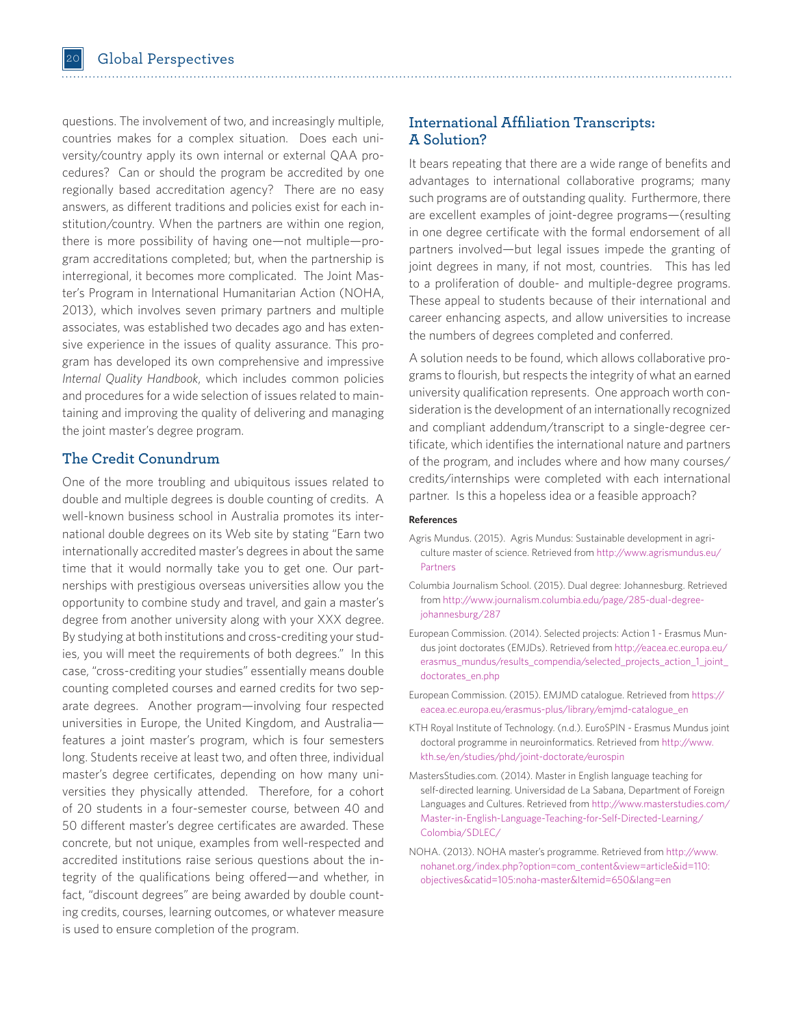questions. The involvement of two, and increasingly multiple, countries makes for a complex situation. Does each university/country apply its own internal or external QAA procedures? Can or should the program be accredited by one regionally based accreditation agency? There are no easy answers, as different traditions and policies exist for each institution/country. When the partners are within one region, there is more possibility of having one—not multiple—program accreditations completed; but, when the partnership is interregional, it becomes more complicated. The Joint Master's Program in International Humanitarian Action (NOHA, 2013), which involves seven primary partners and multiple associates, was established two decades ago and has extensive experience in the issues of quality assurance. This program has developed its own comprehensive and impressive *Internal Quality Handbook*, which includes common policies and procedures for a wide selection of issues related to maintaining and improving the quality of delivering and managing the joint master's degree program.

## The Credit Conundrum

One of the more troubling and ubiquitous issues related to double and multiple degrees is double counting of credits. A well-known business school in Australia promotes its international double degrees on its Web site by stating "Earn two internationally accredited master's degrees in about the same time that it would normally take you to get one. Our partnerships with prestigious overseas universities allow you the opportunity to combine study and travel, and gain a master's degree from another university along with your XXX degree. By studying at both institutions and cross-crediting your studies, you will meet the requirements of both degrees." In this case, "cross-crediting your studies" essentially means double counting completed courses and earned credits for two separate degrees. Another program—involving four respected universities in Europe, the United Kingdom, and Australia—features a joint master's program, which is four semesters long. Students receive at least two, and often three, individual master's degree certificates, depending on how many universities they physically attended. Therefore, for a cohort of 20 students in a four-semester course, between 40 and 50 different master's degree certificates are awarded. These concrete, but not unique, examples from well-respected and accredited institutions raise serious questions about the integrity of the qualifications being offered—and whether, in fact, "discount degrees" are being awarded by double counting credits, courses, learning outcomes, or whatever measure is used to ensure completion of the program.

## International Affiliation Transcripts: A Solution?

It bears repeating that there are a wide range of benefits and advantages to international collaborative programs; many such programs are of outstanding quality. Furthermore, there are excellent examples of joint-degree programs—(resulting in one degree certificate with the formal endorsement of all partners involved—but legal issues impede the granting of joint degrees in many, if not most, countries. This has led to a proliferation of double- and multiple-degree programs. These appeal to students because of their international and career enhancing aspects, and allow universities to increase the numbers of degrees completed and conferred.

A solution needs to be found, which allows collaborative programs to flourish, but respects the integrity of what an earned university qualification represents. One approach worth consideration is the development of an internationally recognized and compliant addendum/transcript to a single-degree certificate, which identifies the international nature and partners of the program, and includes where and how many courses/credits/internships were completed with each international partner. Is this a hopeless idea or a feasible approach?

**References**

Agris Mundus. (2015). Agris Mundus: Sustainable development in agriculture master of science. Retrieved from http://www.agrismundus.eu/Partners

Columbia Journalism School. (2015). Dual degree: Johannesburg. Retrieved from http://www.journalism.columbia.edu/page/285-dual-degree-johannesburg/287

European Commission. (2014). Selected projects: Action 1 - Erasmus Mundus joint doctorates (EMJDs). Retrieved from http://eacea.ec.europa.eu/erasmus_mundus/results_compendia/selected_projects_action_1_joint_doctorates_en.php

European Commission. (2015). EMJMD catalogue. Retrieved from https://eacea.ec.europa.eu/erasmus-plus/library/emjmd-catalogue_en

KTH Royal Institute of Technology. (n.d.). EuroSPIN - Erasmus Mundus joint doctoral programme in neuroinformatics. Retrieved from http://www.kth.se/en/studies/phd/joint-doctorate/eurospin

MastersStudies.com. (2014). Master in English language teaching for self-directed learning. Universidad de La Sabana, Department of Foreign Languages and Cultures. Retrieved from http://www.masterstudies.com/Master-in-English-Language-Teaching-for-Self-Directed-Learning/Colombia/SLDEC/

NOHA. (2013). NOHA master's programme. Retrieved from http://www.nohanet.org/index.php?option=com_content&view=article&id=110:objectives&catid=105:noha-master&Itemid=650&lang=en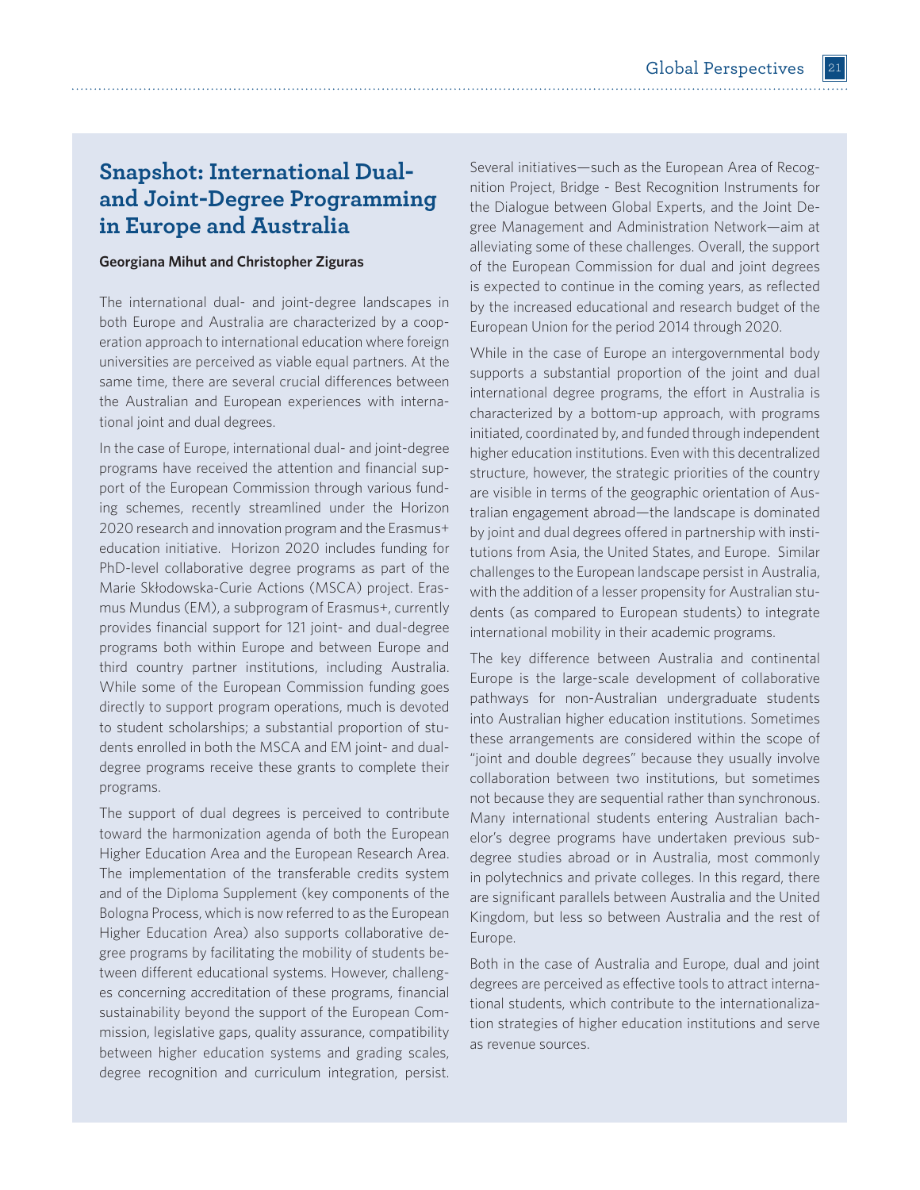## Snapshot: International Dual- and Joint-Degree Programming in Europe and Australia

**Georgiana Mihut and Christopher Ziguras**

The international dual- and joint-degree landscapes in both Europe and Australia are characterized by a cooperation approach to international education where foreign universities are perceived as viable equal partners. At the same time, there are several crucial differences between the Australian and European experiences with international joint and dual degrees.

In the case of Europe, international dual- and joint-degree programs have received the attention and financial support of the European Commission through various funding schemes, recently streamlined under the Horizon 2020 research and innovation program and the Erasmus+ education initiative. Horizon 2020 includes funding for PhD-level collaborative degree programs as part of the Marie Skłodowska-Curie Actions (MSCA) project. Erasmus Mundus (EM), a subprogram of Erasmus+, currently provides financial support for 121 joint- and dual-degree programs both within Europe and between Europe and third country partner institutions, including Australia. While some of the European Commission funding goes directly to support program operations, much is devoted to student scholarships; a substantial proportion of students enrolled in both the MSCA and EM joint- and dual-degree programs receive these grants to complete their programs.

The support of dual degrees is perceived to contribute toward the harmonization agenda of both the European Higher Education Area and the European Research Area. The implementation of the transferable credits system and of the Diploma Supplement (key components of the Bologna Process, which is now referred to as the European Higher Education Area) also supports collaborative degree programs by facilitating the mobility of students between different educational systems. However, challenges concerning accreditation of these programs, financial sustainability beyond the support of the European Commission, legislative gaps, quality assurance, compatibility between higher education systems and grading scales, degree recognition and curriculum integration, persist. Several initiatives—such as the European Area of Recognition Project, Bridge - Best Recognition Instruments for the Dialogue between Global Experts, and the Joint Degree Management and Administration Network—aim at alleviating some of these challenges. Overall, the support of the European Commission for dual and joint degrees is expected to continue in the coming years, as reflected by the increased educational and research budget of the European Union for the period 2014 through 2020.

While in the case of Europe an intergovernmental body supports a substantial proportion of the joint and dual international degree programs, the effort in Australia is characterized by a bottom-up approach, with programs initiated, coordinated by, and funded through independent higher education institutions. Even with this decentralized structure, however, the strategic priorities of the country are visible in terms of the geographic orientation of Australian engagement abroad—the landscape is dominated by joint and dual degrees offered in partnership with institutions from Asia, the United States, and Europe. Similar challenges to the European landscape persist in Australia, with the addition of a lesser propensity for Australian students (as compared to European students) to integrate international mobility in their academic programs.

The key difference between Australia and continental Europe is the large-scale development of collaborative pathways for non-Australian undergraduate students into Australian higher education institutions. Sometimes these arrangements are considered within the scope of "joint and double degrees" because they usually involve collaboration between two institutions, but sometimes not because they are sequential rather than synchronous. Many international students entering Australian bachelor's degree programs have undertaken previous subdegree studies abroad or in Australia, most commonly in polytechnics and private colleges. In this regard, there are significant parallels between Australia and the United Kingdom, but less so between Australia and the rest of Europe.

Both in the case of Australia and Europe, dual and joint degrees are perceived as effective tools to attract international students, which contribute to the internationalization strategies of higher education institutions and serve as revenue sources.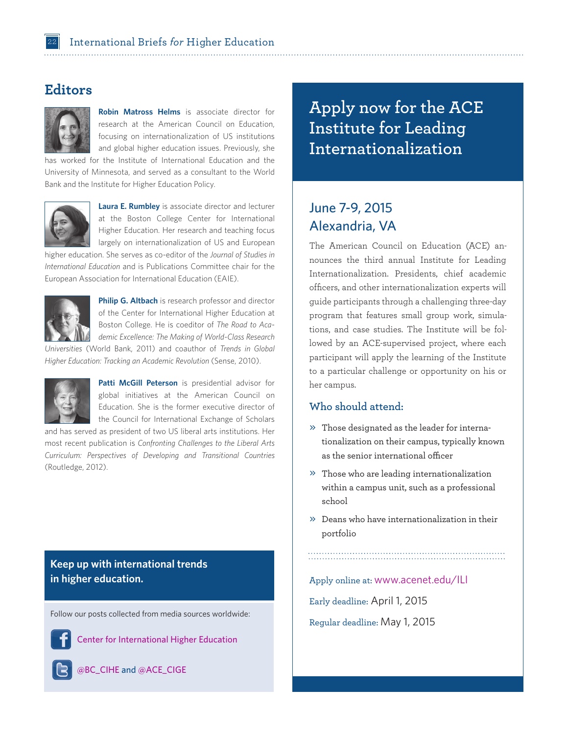## Editors

**Robin Matross Helms** is associate director for research at the American Council on Education, focusing on internationalization of US institutions and global higher education issues. Previously, she has worked for the Institute of International Education and the University of Minnesota, and served as a consultant to the World Bank and the Institute for Higher Education Policy.

**Laura E. Rumbley** is associate director and lecturer at the Boston College Center for International Higher Education. Her research and teaching focus largely on internationalization of US and European higher education. She serves as co-editor of the *Journal of Studies in International Education* and is Publications Committee chair for the European Association for International Education (EAIE).

**Philip G. Altbach** is research professor and director of the Center for International Higher Education at Boston College. He is coeditor of *The Road to Academic Excellence: The Making of World-Class Research Universities* (World Bank, 2011) and coauthor of *Trends in Global Higher Education: Tracking an Academic Revolution* (Sense, 2010).

**Patti McGill Peterson** is presidential advisor for global initiatives at the American Council on Education. She is the former executive director of the Council for International Exchange of Scholars and has served as president of two US liberal arts institutions. Her most recent publication is *Confronting Challenges to the Liberal Arts Curriculum: Perspectives of Developing and Transitional Countries* (Routledge, 2012).

**Keep up with international trends in higher education.**

Follow our posts collected from media sources worldwide:

Center for International Higher Education

@BC_CIHE and @ACE_CIGE

## Apply now for the ACE Institute for Leading Internationalization

### June 7-9, 2015
### Alexandria, VA

The American Council on Education (ACE) announces the third annual Institute for Leading Internationalization. Presidents, chief academic officers, and other internationalization experts will guide participants through a challenging three-day program that features small group work, simulations, and case studies. The Institute will be followed by an ACE-supervised project, where each participant will apply the learning of the Institute to a particular challenge or opportunity on his or her campus.

### Who should attend:

- Those designated as the leader for internationalization on their campus, typically known as the senior international officer
- Those who are leading internationalization within a campus unit, such as a professional school
- Deans who have internationalization in their portfolio

Apply online at: www.acenet.edu/ILI

Early deadline: April 1, 2015

Regular deadline: May 1, 2015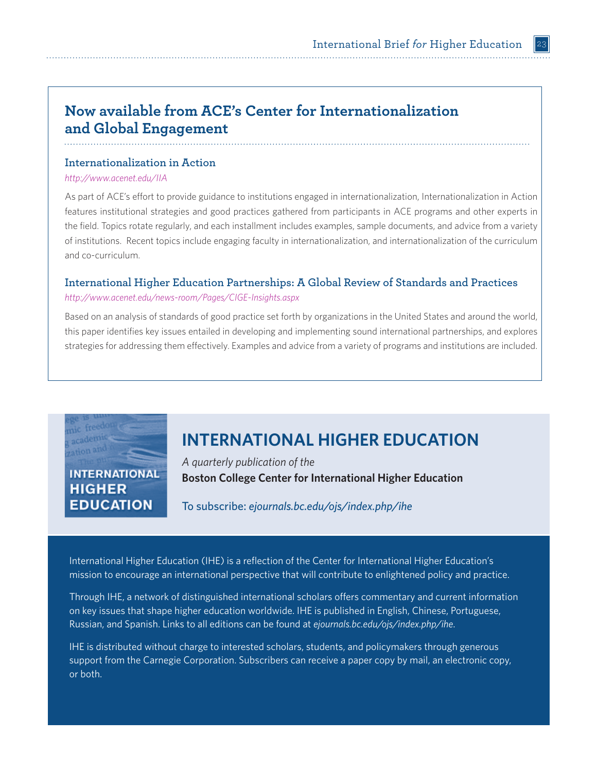## Now available from ACE's Center for Internationalization and Global Engagement

### Internationalization in Action

*http://www.acenet.edu/IIA*

As part of ACE's effort to provide guidance to institutions engaged in internationalization, Internationalization in Action features institutional strategies and good practices gathered from participants in ACE programs and other experts in the field. Topics rotate regularly, and each installment includes examples, sample documents, and advice from a variety of institutions. Recent topics include engaging faculty in internationalization, and internationalization of the curriculum and co-curriculum.

### International Higher Education Partnerships: A Global Review of Standards and Practices

*http://www.acenet.edu/news-room/Pages/CIGE-Insights.aspx*

Based on an analysis of standards of good practice set forth by organizations in the United States and around the world, this paper identifies key issues entailed in developing and implementing sound international partnerships, and explores strategies for addressing them effectively. Examples and advice from a variety of programs and institutions are included.

## INTERNATIONAL HIGHER EDUCATION

*A quarterly publication of the*
**Boston College Center for International Higher Education**

To subscribe: *ejournals.bc.edu/ojs/index.php/ihe*

International Higher Education (IHE) is a reflection of the Center for International Higher Education's mission to encourage an international perspective that will contribute to enlightened policy and practice.

Through IHE, a network of distinguished international scholars offers commentary and current information on key issues that shape higher education worldwide. IHE is published in English, Chinese, Portuguese, Russian, and Spanish. Links to all editions can be found at *ejournals.bc.edu/ojs/index.php/ihe*.

IHE is distributed without charge to interested scholars, students, and policymakers through generous support from the Carnegie Corporation. Subscribers can receive a paper copy by mail, an electronic copy, or both.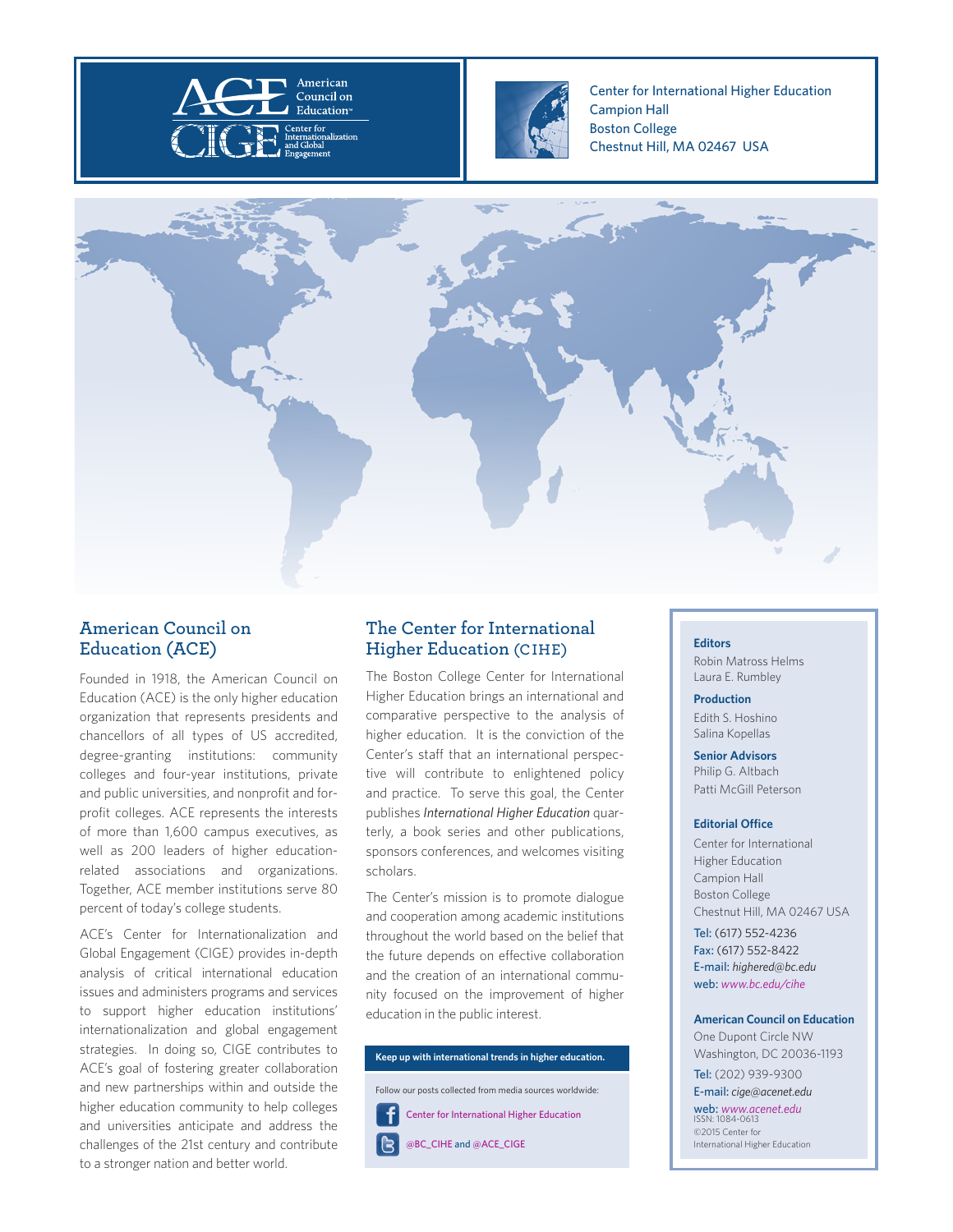American Council on Education

Center for Internationalization and Global Engagement

Center for International Higher Education
Campion Hall
Boston College
Chestnut Hill, MA 02467 USA

## American Council on Education (ACE)

Founded in 1918, the American Council on Education (ACE) is the only higher education organization that represents presidents and chancellors of all types of US accredited, degree-granting institutions: community colleges and four-year institutions, private and public universities, and nonprofit and for-profit colleges. ACE represents the interests of more than 1,600 campus executives, as well as 200 leaders of higher education-related associations and organizations. Together, ACE member institutions serve 80 percent of today's college students.

ACE's Center for Internationalization and Global Engagement (CIGE) provides in-depth analysis of critical international education issues and administers programs and services to support higher education institutions' internationalization and global engagement strategies. In doing so, CIGE contributes to ACE's goal of fostering greater collaboration and new partnerships within and outside the higher education community to help colleges and universities anticipate and address the challenges of the 21st century and contribute to a stronger nation and better world.

## The Center for International Higher Education (CIHE)

The Boston College Center for International Higher Education brings an international and comparative perspective to the analysis of higher education. It is the conviction of the Center's staff that an international perspective will contribute to enlightened policy and practice. To serve this goal, the Center publishes *International Higher Education* quarterly, a book series and other publications, sponsors conferences, and welcomes visiting scholars.

The Center's mission is to promote dialogue and cooperation among academic institutions throughout the world based on the belief that the future depends on effective collaboration and the creation of an international community focused on the improvement of higher education in the public interest.

**Keep up with international trends in higher education.**

Follow our posts collected from media sources worldwide:

Center for International Higher Education

@BC_CIHE and @ACE_CIGE

**Editors**
Robin Matross Helms
Laura E. Rumbley

**Production**
Edith S. Hoshino
Salina Kopellas

**Senior Advisors**
Philip G. Altbach
Patti McGill Peterson

**Editorial Office**
Center for International Higher Education
Campion Hall
Boston College
Chestnut Hill, MA 02467 USA

Tel: (617) 552-4236
Fax: (617) 552-8422
E-mail: *highered@bc.edu*
web: *www.bc.edu/cihe*

**American Council on Education**
One Dupont Circle NW
Washington, DC 20036-1193

Tel: (202) 939-9300
E-mail: *cige@acenet.edu*
web: *www.acenet.edu*

ISSN: 1084-0613
©2015 Center for International Higher Education